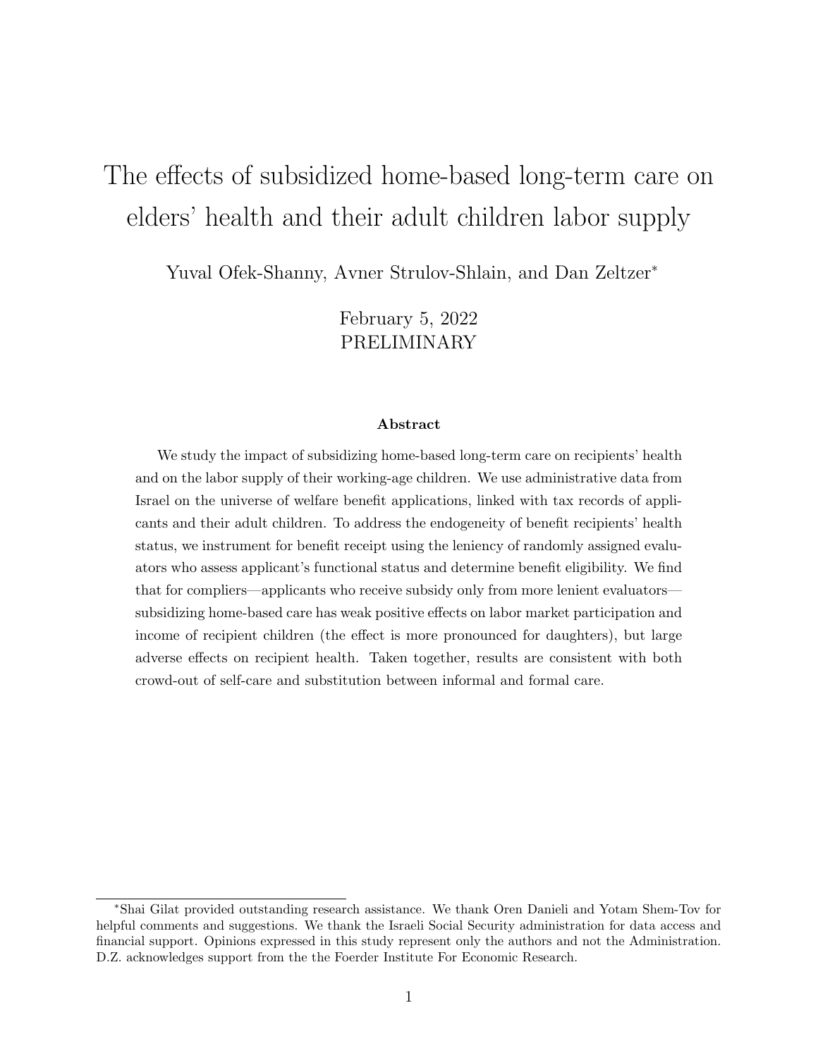# The effects of subsidized home-based long-term care on elders' health and their adult children labor supply

Yuval Ofek-Shanny, Avner Strulov-Shlain, and Dan Zeltzer*

February 5, 2022
PRELIMINARY

### Abstract

We study the impact of subsidizing home-based long-term care on recipients' health and on the labor supply of their working-age children. We use administrative data from Israel on the universe of welfare benefit applications, linked with tax records of applicants and their adult children. To address the endogeneity of benefit recipients' health status, we instrument for benefit receipt using the leniency of randomly assigned evaluators who assess applicant's functional status and determine benefit eligibility. We find that for compliers—applicants who receive subsidy only from more lenient evaluators—subsidizing home-based care has weak positive effects on labor market participation and income of recipient children (the effect is more pronounced for daughters), but large adverse effects on recipient health. Taken together, results are consistent with both crowd-out of self-care and substitution between informal and formal care.

---

*Shai Gilat provided outstanding research assistance. We thank Oren Danieli and Yotam Shem-Tov for helpful comments and suggestions. We thank the Israeli Social Security administration for data access and financial support. Opinions expressed in this study represent only the authors and not the Administration. D.Z. acknowledges support from the the Foerder Institute For Economic Research.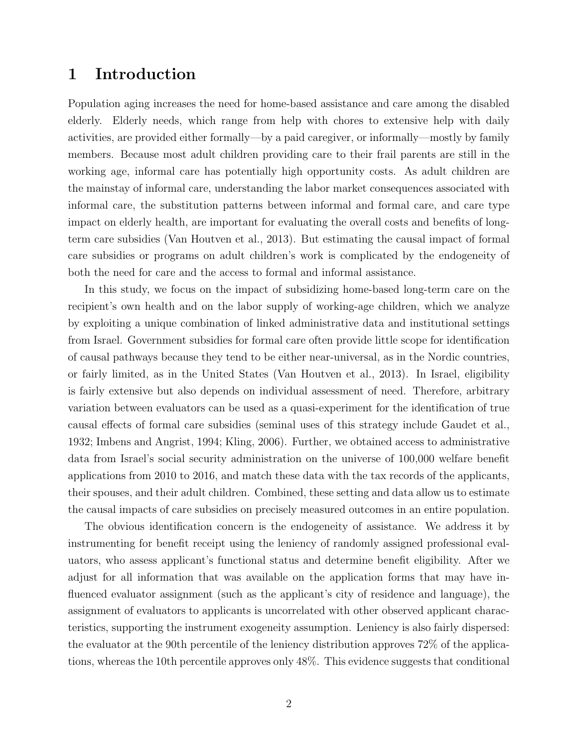# 1 Introduction

Population aging increases the need for home-based assistance and care among the disabled elderly. Elderly needs, which range from help with chores to extensive help with daily activities, are provided either formally—by a paid caregiver, or informally—mostly by family members. Because most adult children providing care to their frail parents are still in the working age, informal care has potentially high opportunity costs. As adult children are the mainstay of informal care, understanding the labor market consequences associated with informal care, the substitution patterns between informal and formal care, and care type impact on elderly health, are important for evaluating the overall costs and benefits of long-term care subsidies (Van Houtven et al., 2013). But estimating the causal impact of formal care subsidies or programs on adult children's work is complicated by the endogeneity of both the need for care and the access to formal and informal assistance.

In this study, we focus on the impact of subsidizing home-based long-term care on the recipient's own health and on the labor supply of working-age children, which we analyze by exploiting a unique combination of linked administrative data and institutional settings from Israel. Government subsidies for formal care often provide little scope for identification of causal pathways because they tend to be either near-universal, as in the Nordic countries, or fairly limited, as in the United States (Van Houtven et al., 2013). In Israel, eligibility is fairly extensive but also depends on individual assessment of need. Therefore, arbitrary variation between evaluators can be used as a quasi-experiment for the identification of true causal effects of formal care subsidies (seminal uses of this strategy include Gaudet et al., 1932; Imbens and Angrist, 1994; Kling, 2006). Further, we obtained access to administrative data from Israel's social security administration on the universe of 100,000 welfare benefit applications from 2010 to 2016, and match these data with the tax records of the applicants, their spouses, and their adult children. Combined, these setting and data allow us to estimate the causal impacts of care subsidies on precisely measured outcomes in an entire population.

The obvious identification concern is the endogeneity of assistance. We address it by instrumenting for benefit receipt using the leniency of randomly assigned professional evaluators, who assess applicant's functional status and determine benefit eligibility. After we adjust for all information that was available on the application forms that may have influenced evaluator assignment (such as the applicant's city of residence and language), the assignment of evaluators to applicants is uncorrelated with other observed applicant characteristics, supporting the instrument exogeneity assumption. Leniency is also fairly dispersed: the evaluator at the 90th percentile of the leniency distribution approves 72% of the applications, whereas the 10th percentile approves only 48%. This evidence suggests that conditional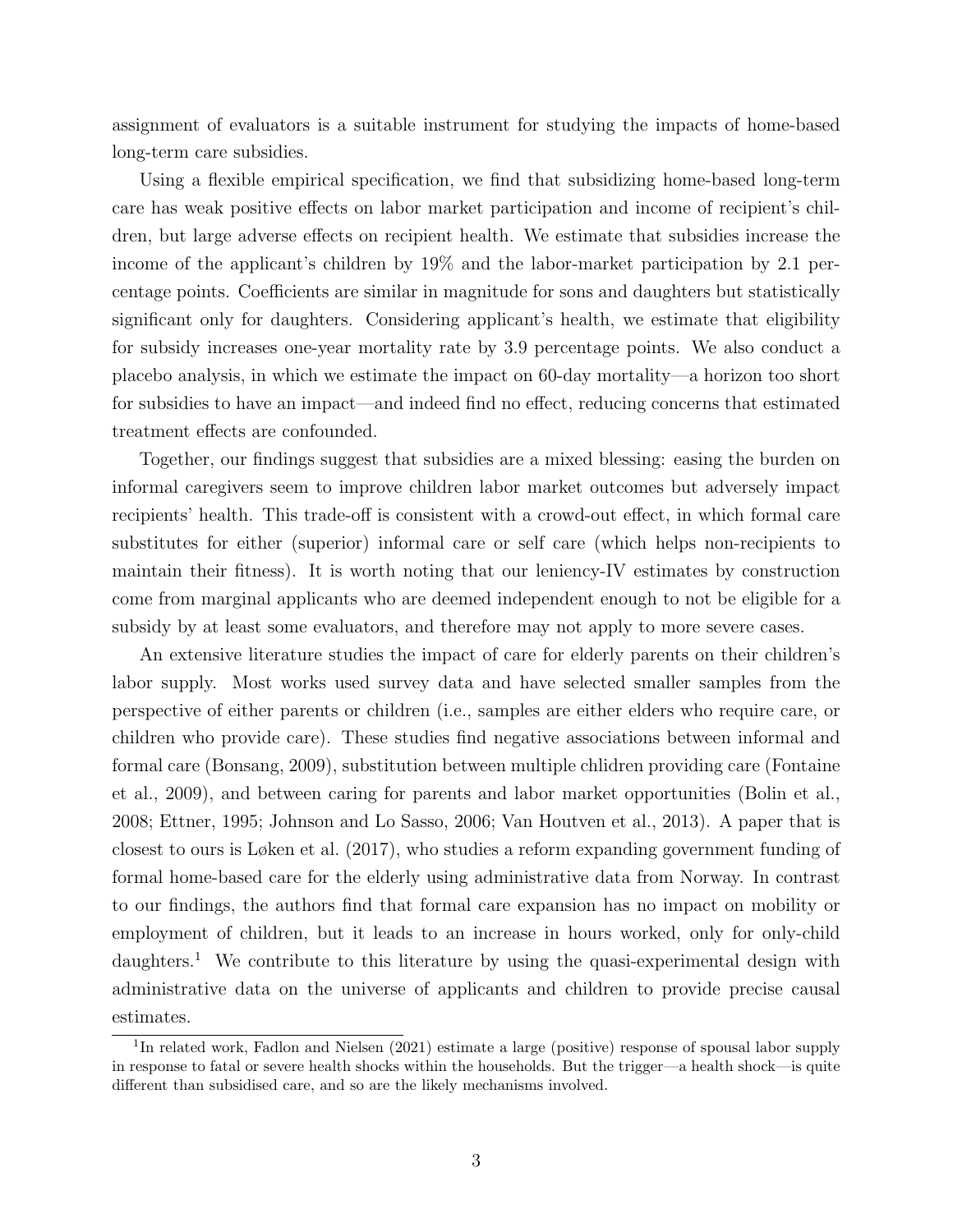assignment of evaluators is a suitable instrument for studying the impacts of home-based long-term care subsidies.

Using a flexible empirical specification, we find that subsidizing home-based long-term care has weak positive effects on labor market participation and income of recipient's children, but large adverse effects on recipient health. We estimate that subsidies increase the income of the applicant's children by 19% and the labor-market participation by 2.1 percentage points. Coefficients are similar in magnitude for sons and daughters but statistically significant only for daughters. Considering applicant's health, we estimate that eligibility for subsidy increases one-year mortality rate by 3.9 percentage points. We also conduct a placebo analysis, in which we estimate the impact on 60-day mortality—a horizon too short for subsidies to have an impact—and indeed find no effect, reducing concerns that estimated treatment effects are confounded.

Together, our findings suggest that subsidies are a mixed blessing: easing the burden on informal caregivers seem to improve children labor market outcomes but adversely impact recipients' health. This trade-off is consistent with a crowd-out effect, in which formal care substitutes for either (superior) informal care or self care (which helps non-recipients to maintain their fitness). It is worth noting that our leniency-IV estimates by construction come from marginal applicants who are deemed independent enough to not be eligible for a subsidy by at least some evaluators, and therefore may not apply to more severe cases.

An extensive literature studies the impact of care for elderly parents on their children's labor supply. Most works used survey data and have selected smaller samples from the perspective of either parents or children (i.e., samples are either elders who require care, or children who provide care). These studies find negative associations between informal and formal care (Bonsang, 2009), substitution between multiple chlidren providing care (Fontaine et al., 2009), and between caring for parents and labor market opportunities (Bolin et al., 2008; Ettner, 1995; Johnson and Lo Sasso, 2006; Van Houtven et al., 2013). A paper that is closest to ours is Løken et al. (2017), who studies a reform expanding government funding of formal home-based care for the elderly using administrative data from Norway. In contrast to our findings, the authors find that formal care expansion has no impact on mobility or employment of children, but it leads to an increase in hours worked, only for only-child daughters.[1] We contribute to this literature by using the quasi-experimental design with administrative data on the universe of applicants and children to provide precise causal estimates.

[1] In related work, Fadlon and Nielsen (2021) estimate a large (positive) response of spousal labor supply in response to fatal or severe health shocks within the households. But the trigger—a health shock—is quite different than subsidised care, and so are the likely mechanisms involved.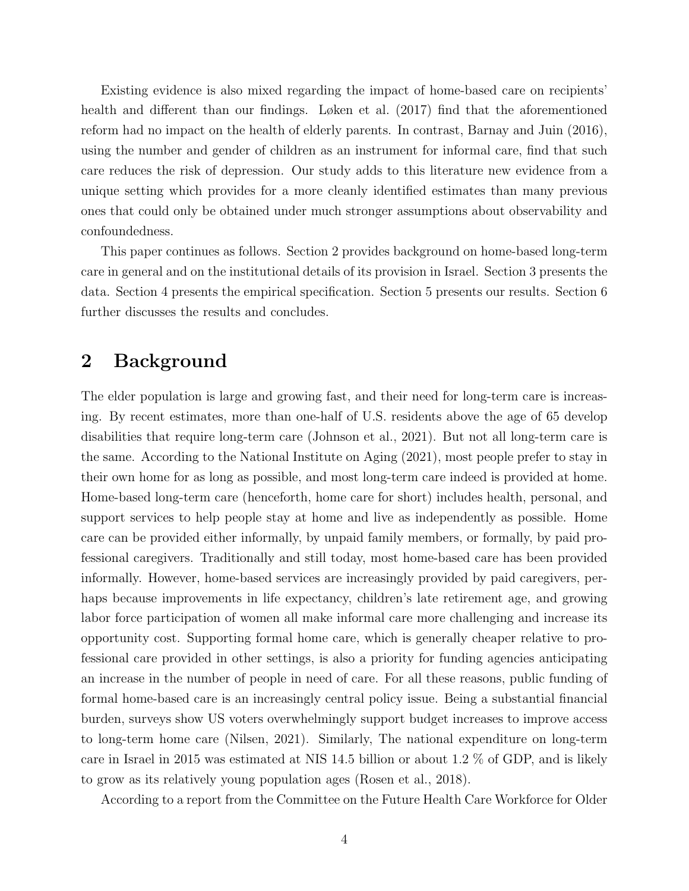Existing evidence is also mixed regarding the impact of home-based care on recipients' health and different than our findings. Løken et al. (2017) find that the aforementioned reform had no impact on the health of elderly parents. In contrast, Barnay and Juin (2016), using the number and gender of children as an instrument for informal care, find that such care reduces the risk of depression. Our study adds to this literature new evidence from a unique setting which provides for a more cleanly identified estimates than many previous ones that could only be obtained under much stronger assumptions about observability and confoundedness.

This paper continues as follows. Section 2 provides background on home-based long-term care in general and on the institutional details of its provision in Israel. Section 3 presents the data. Section 4 presents the empirical specification. Section 5 presents our results. Section 6 further discusses the results and concludes.

## 2 Background

The elder population is large and growing fast, and their need for long-term care is increasing. By recent estimates, more than one-half of U.S. residents above the age of 65 develop disabilities that require long-term care (Johnson et al., 2021). But not all long-term care is the same. According to the National Institute on Aging (2021), most people prefer to stay in their own home for as long as possible, and most long-term care indeed is provided at home. Home-based long-term care (henceforth, home care for short) includes health, personal, and support services to help people stay at home and live as independently as possible. Home care can be provided either informally, by unpaid family members, or formally, by paid professional caregivers. Traditionally and still today, most home-based care has been provided informally. However, home-based services are increasingly provided by paid caregivers, perhaps because improvements in life expectancy, children's late retirement age, and growing labor force participation of women all make informal care more challenging and increase its opportunity cost. Supporting formal home care, which is generally cheaper relative to professional care provided in other settings, is also a priority for funding agencies anticipating an increase in the number of people in need of care. For all these reasons, public funding of formal home-based care is an increasingly central policy issue. Being a substantial financial burden, surveys show US voters overwhelmingly support budget increases to improve access to long-term home care (Nilsen, 2021). Similarly, The national expenditure on long-term care in Israel in 2015 was estimated at NIS 14.5 billion or about 1.2 % of GDP, and is likely to grow as its relatively young population ages (Rosen et al., 2018).

According to a report from the Committee on the Future Health Care Workforce for Older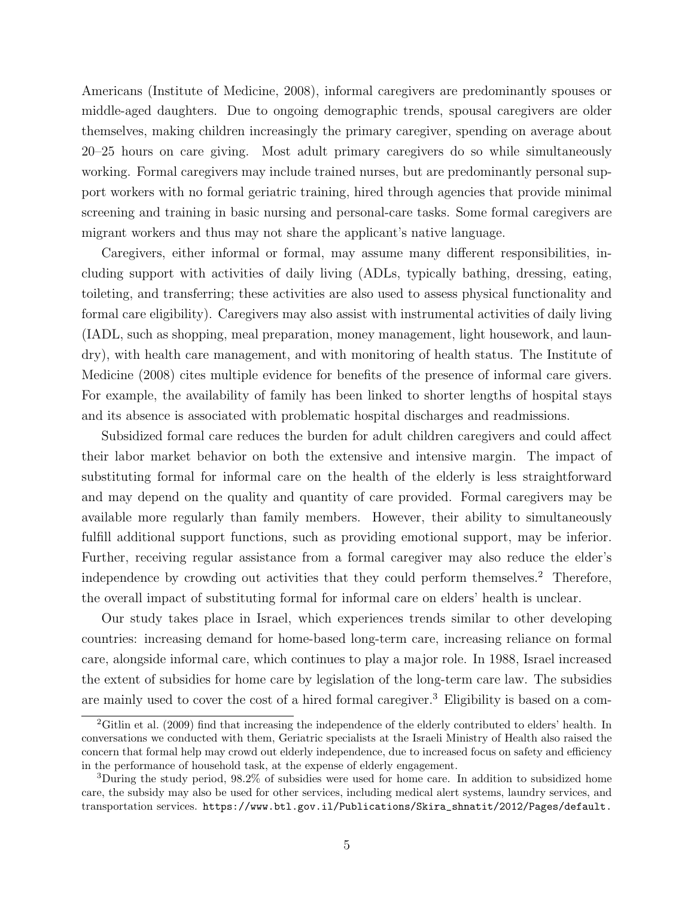Americans (Institute of Medicine, 2008), informal caregivers are predominantly spouses or middle-aged daughters. Due to ongoing demographic trends, spousal caregivers are older themselves, making children increasingly the primary caregiver, spending on average about 20–25 hours on care giving. Most adult primary caregivers do so while simultaneously working. Formal caregivers may include trained nurses, but are predominantly personal support workers with no formal geriatric training, hired through agencies that provide minimal screening and training in basic nursing and personal-care tasks. Some formal caregivers are migrant workers and thus may not share the applicant's native language.

Caregivers, either informal or formal, may assume many different responsibilities, including support with activities of daily living (ADLs, typically bathing, dressing, eating, toileting, and transferring; these activities are also used to assess physical functionality and formal care eligibility). Caregivers may also assist with instrumental activities of daily living (IADL, such as shopping, meal preparation, money management, light housework, and laundry), with health care management, and with monitoring of health status. The Institute of Medicine (2008) cites multiple evidence for benefits of the presence of informal care givers. For example, the availability of family has been linked to shorter lengths of hospital stays and its absence is associated with problematic hospital discharges and readmissions.

Subsidized formal care reduces the burden for adult children caregivers and could affect their labor market behavior on both the extensive and intensive margin. The impact of substituting formal for informal care on the health of the elderly is less straightforward and may depend on the quality and quantity of care provided. Formal caregivers may be available more regularly than family members. However, their ability to simultaneously fulfill additional support functions, such as providing emotional support, may be inferior. Further, receiving regular assistance from a formal caregiver may also reduce the elder's independence by crowding out activities that they could perform themselves.[2] Therefore, the overall impact of substituting formal for informal care on elders' health is unclear.

Our study takes place in Israel, which experiences trends similar to other developing countries: increasing demand for home-based long-term care, increasing reliance on formal care, alongside informal care, which continues to play a major role. In 1988, Israel increased the extent of subsidies for home care by legislation of the long-term care law. The subsidies are mainly used to cover the cost of a hired formal caregiver.[3] Eligibility is based on a com-

[2] Gitlin et al. (2009) find that increasing the independence of the elderly contributed to elders' health. In conversations we conducted with them, Geriatric specialists at the Israeli Ministry of Health also raised the concern that formal help may crowd out elderly independence, due to increased focus on safety and efficiency in the performance of household task, at the expense of elderly engagement.

[3] During the study period, 98.2% of subsidies were used for home care. In addition to subsidized home care, the subsidy may also be used for other services, including medical alert systems, laundry services, and transportation services. https://www.btl.gov.il/Publications/Skira_shnatit/2012/Pages/default.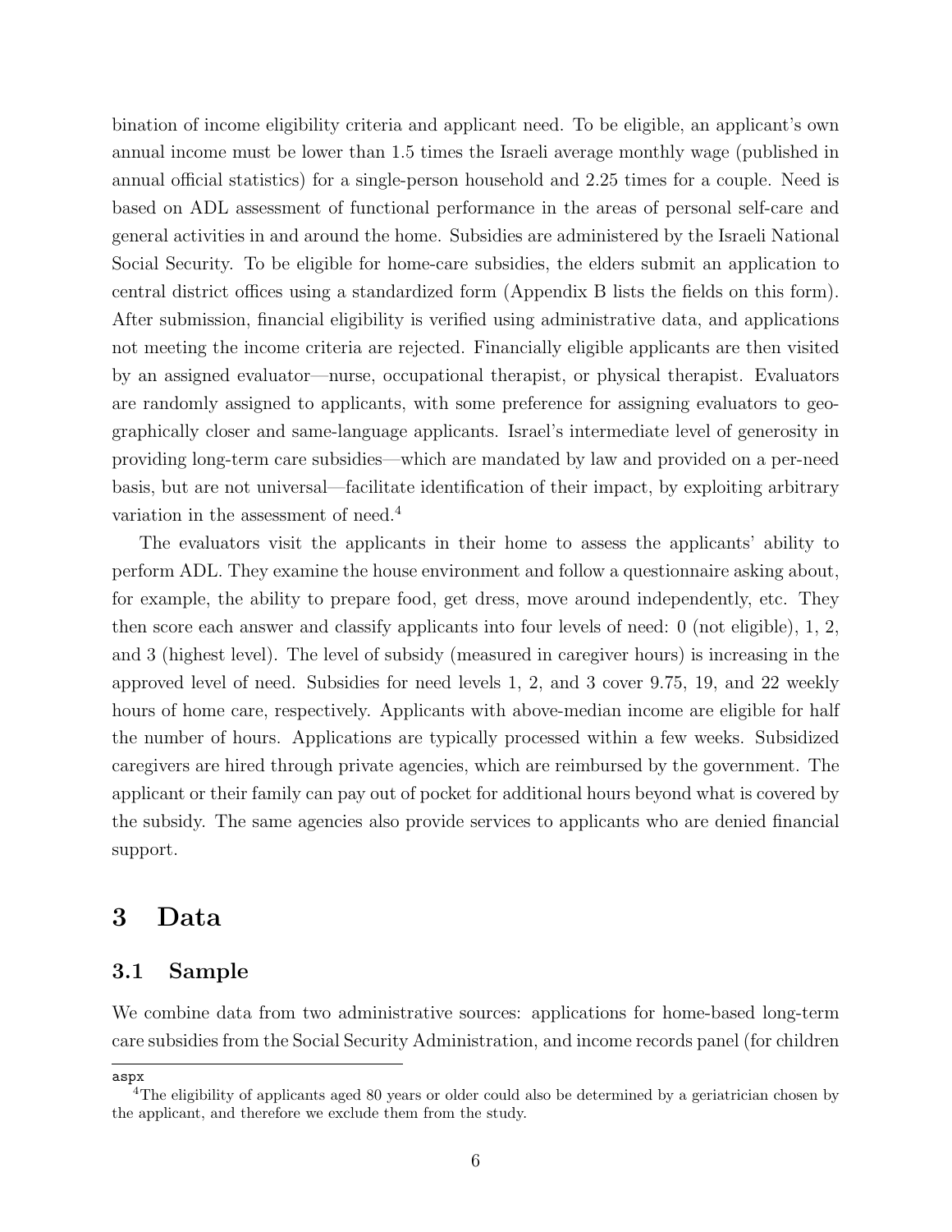bination of income eligibility criteria and applicant need. To be eligible, an applicant's own annual income must be lower than 1.5 times the Israeli average monthly wage (published in annual official statistics) for a single-person household and 2.25 times for a couple. Need is based on ADL assessment of functional performance in the areas of personal self-care and general activities in and around the home. Subsidies are administered by the Israeli National Social Security. To be eligible for home-care subsidies, the elders submit an application to central district offices using a standardized form (Appendix B lists the fields on this form). After submission, financial eligibility is verified using administrative data, and applications not meeting the income criteria are rejected. Financially eligible applicants are then visited by an assigned evaluator—nurse, occupational therapist, or physical therapist. Evaluators are randomly assigned to applicants, with some preference for assigning evaluators to geographically closer and same-language applicants. Israel's intermediate level of generosity in providing long-term care subsidies—which are mandated by law and provided on a per-need basis, but are not universal—facilitate identification of their impact, by exploiting arbitrary variation in the assessment of need.[4]

The evaluators visit the applicants in their home to assess the applicants' ability to perform ADL. They examine the house environment and follow a questionnaire asking about, for example, the ability to prepare food, get dress, move around independently, etc. They then score each answer and classify applicants into four levels of need: 0 (not eligible), 1, 2, and 3 (highest level). The level of subsidy (measured in caregiver hours) is increasing in the approved level of need. Subsidies for need levels 1, 2, and 3 cover 9.75, 19, and 22 weekly hours of home care, respectively. Applicants with above-median income are eligible for half the number of hours. Applications are typically processed within a few weeks. Subsidized caregivers are hired through private agencies, which are reimbursed by the government. The applicant or their family can pay out of pocket for additional hours beyond what is covered by the subsidy. The same agencies also provide services to applicants who are denied financial support.

# 3 Data

## 3.1 Sample

We combine data from two administrative sources: applications for home-based long-term care subsidies from the Social Security Administration, and income records panel (for children

aspx

[4] The eligibility of applicants aged 80 years or older could also be determined by a geriatrician chosen by the applicant, and therefore we exclude them from the study.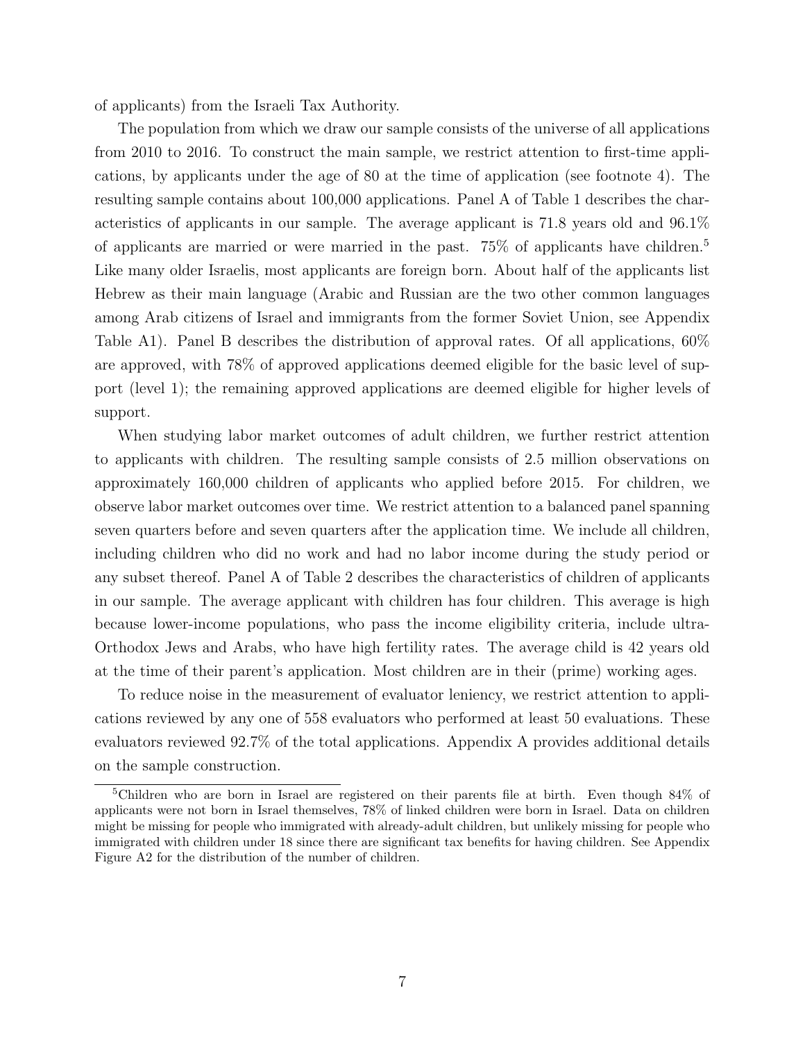of applicants) from the Israeli Tax Authority.

The population from which we draw our sample consists of the universe of all applications from 2010 to 2016. To construct the main sample, we restrict attention to first-time applications, by applicants under the age of 80 at the time of application (see footnote 4). The resulting sample contains about 100,000 applications. Panel A of Table 1 describes the characteristics of applicants in our sample. The average applicant is 71.8 years old and 96.1% of applicants are married or were married in the past. 75% of applicants have children.[5] Like many older Israelis, most applicants are foreign born. About half of the applicants list Hebrew as their main language (Arabic and Russian are the two other common languages among Arab citizens of Israel and immigrants from the former Soviet Union, see Appendix Table A1). Panel B describes the distribution of approval rates. Of all applications, 60% are approved, with 78% of approved applications deemed eligible for the basic level of support (level 1); the remaining approved applications are deemed eligible for higher levels of support.

When studying labor market outcomes of adult children, we further restrict attention to applicants with children. The resulting sample consists of 2.5 million observations on approximately 160,000 children of applicants who applied before 2015. For children, we observe labor market outcomes over time. We restrict attention to a balanced panel spanning seven quarters before and seven quarters after the application time. We include all children, including children who did no work and had no labor income during the study period or any subset thereof. Panel A of Table 2 describes the characteristics of children of applicants in our sample. The average applicant with children has four children. This average is high because lower-income populations, who pass the income eligibility criteria, include ultra-Orthodox Jews and Arabs, who have high fertility rates. The average child is 42 years old at the time of their parent's application. Most children are in their (prime) working ages.

To reduce noise in the measurement of evaluator leniency, we restrict attention to applications reviewed by any one of 558 evaluators who performed at least 50 evaluations. These evaluators reviewed 92.7% of the total applications. Appendix A provides additional details on the sample construction.

[5] Children who are born in Israel are registered on their parents file at birth. Even though 84% of applicants were not born in Israel themselves, 78% of linked children were born in Israel. Data on children might be missing for people who immigrated with already-adult children, but unlikely missing for people who immigrated with children under 18 since there are significant tax benefits for having children. See Appendix Figure A2 for the distribution of the number of children.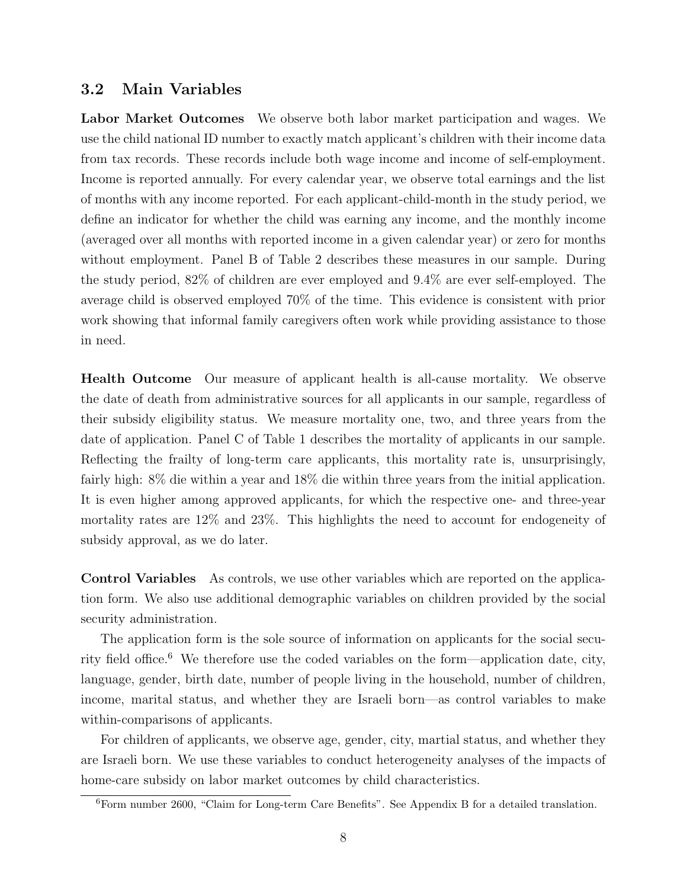## 3.2 Main Variables

**Labor Market Outcomes** We observe both labor market participation and wages. We use the child national ID number to exactly match applicant's children with their income data from tax records. These records include both wage income and income of self-employment. Income is reported annually. For every calendar year, we observe total earnings and the list of months with any income reported. For each applicant-child-month in the study period, we define an indicator for whether the child was earning any income, and the monthly income (averaged over all months with reported income in a given calendar year) or zero for months without employment. Panel B of Table 2 describes these measures in our sample. During the study period, 82% of children are ever employed and 9.4% are ever self-employed. The average child is observed employed 70% of the time. This evidence is consistent with prior work showing that informal family caregivers often work while providing assistance to those in need.

**Health Outcome** Our measure of applicant health is all-cause mortality. We observe the date of death from administrative sources for all applicants in our sample, regardless of their subsidy eligibility status. We measure mortality one, two, and three years from the date of application. Panel C of Table 1 describes the mortality of applicants in our sample. Reflecting the frailty of long-term care applicants, this mortality rate is, unsurprisingly, fairly high: 8% die within a year and 18% die within three years from the initial application. It is even higher among approved applicants, for which the respective one- and three-year mortality rates are 12% and 23%. This highlights the need to account for endogeneity of subsidy approval, as we do later.

**Control Variables** As controls, we use other variables which are reported on the application form. We also use additional demographic variables on children provided by the social security administration.

The application form is the sole source of information on applicants for the social security field office.[6] We therefore use the coded variables on the form—application date, city, language, gender, birth date, number of people living in the household, number of children, income, marital status, and whether they are Israeli born—as control variables to make within-comparisons of applicants.

For children of applicants, we observe age, gender, city, martial status, and whether they are Israeli born. We use these variables to conduct heterogeneity analyses of the impacts of home-care subsidy on labor market outcomes by child characteristics.

[6] Form number 2600, "Claim for Long-term Care Benefits". See Appendix B for a detailed translation.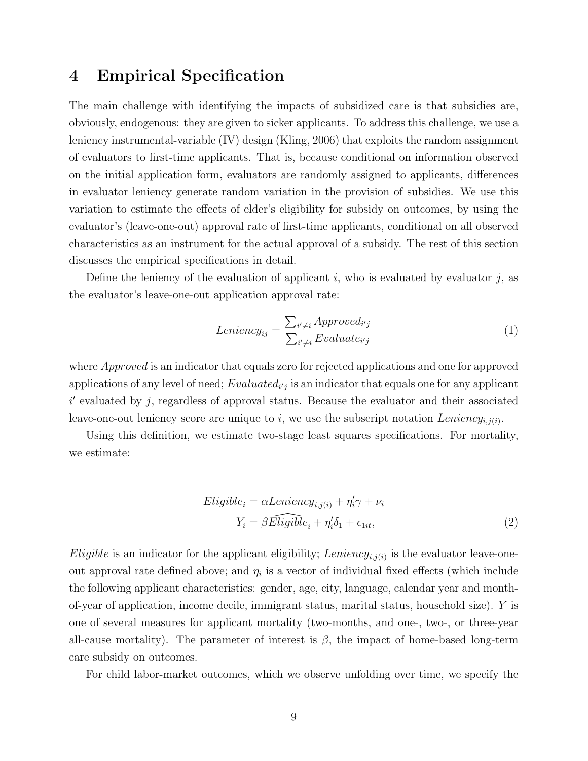# 4 Empirical Specification

The main challenge with identifying the impacts of subsidized care is that subsidies are, obviously, endogenous: they are given to sicker applicants. To address this challenge, we use a leniency instrumental-variable (IV) design (Kling, 2006) that exploits the random assignment of evaluators to first-time applicants. That is, because conditional on information observed on the initial application form, evaluators are randomly assigned to applicants, differences in evaluator leniency generate random variation in the provision of subsidies. We use this variation to estimate the effects of elder's eligibility for subsidy on outcomes, by using the evaluator's (leave-one-out) approval rate of first-time applicants, conditional on all observed characteristics as an instrument for the actual approval of a subsidy. The rest of this section discusses the empirical specifications in detail.

Define the leniency of the evaluation of applicant $i$, who is evaluated by evaluator $j$, as the evaluator's leave-one-out application approval rate:

$$Leniency_{ij} = \frac{\sum_{i' \neq i} Approved_{i'j}}{\sum_{i' \neq i} Evaluate_{i'j}} \tag{1}$$

where *Approved* is an indicator that equals zero for rejected applications and one for approved applications of any level of need; $Evaluated_{i'j}$ is an indicator that equals one for any applicant $i'$ evaluated by $j$, regardless of approval status. Because the evaluator and their associated leave-one-out leniency score are unique to $i$, we use the subscript notation $Leniency_{i,j(i)}$.

Using this definition, we estimate two-stage least squares specifications. For mortality, we estimate:

$$\begin{aligned} Eligible_i &= \alpha Leniency_{i,j(i)} + \eta_i' \gamma + \nu_i \\ Y_i &= \beta \widehat{Eligible}_i + \eta_i' \delta_1 + \epsilon_{1it}, \end{aligned} \tag{2}$$

*Eligible* is an indicator for the applicant eligibility; $Leniency_{i,j(i)}$ is the evaluator leave-one-out approval rate defined above; and $\eta_i$ is a vector of individual fixed effects (which include the following applicant characteristics: gender, age, city, language, calendar year and month-of-year of application, income decile, immigrant status, marital status, household size). $Y$ is one of several measures for applicant mortality (two-months, and one-, two-, or three-year all-cause mortality). The parameter of interest is $\beta$, the impact of home-based long-term care subsidy on outcomes.

For child labor-market outcomes, which we observe unfolding over time, we specify the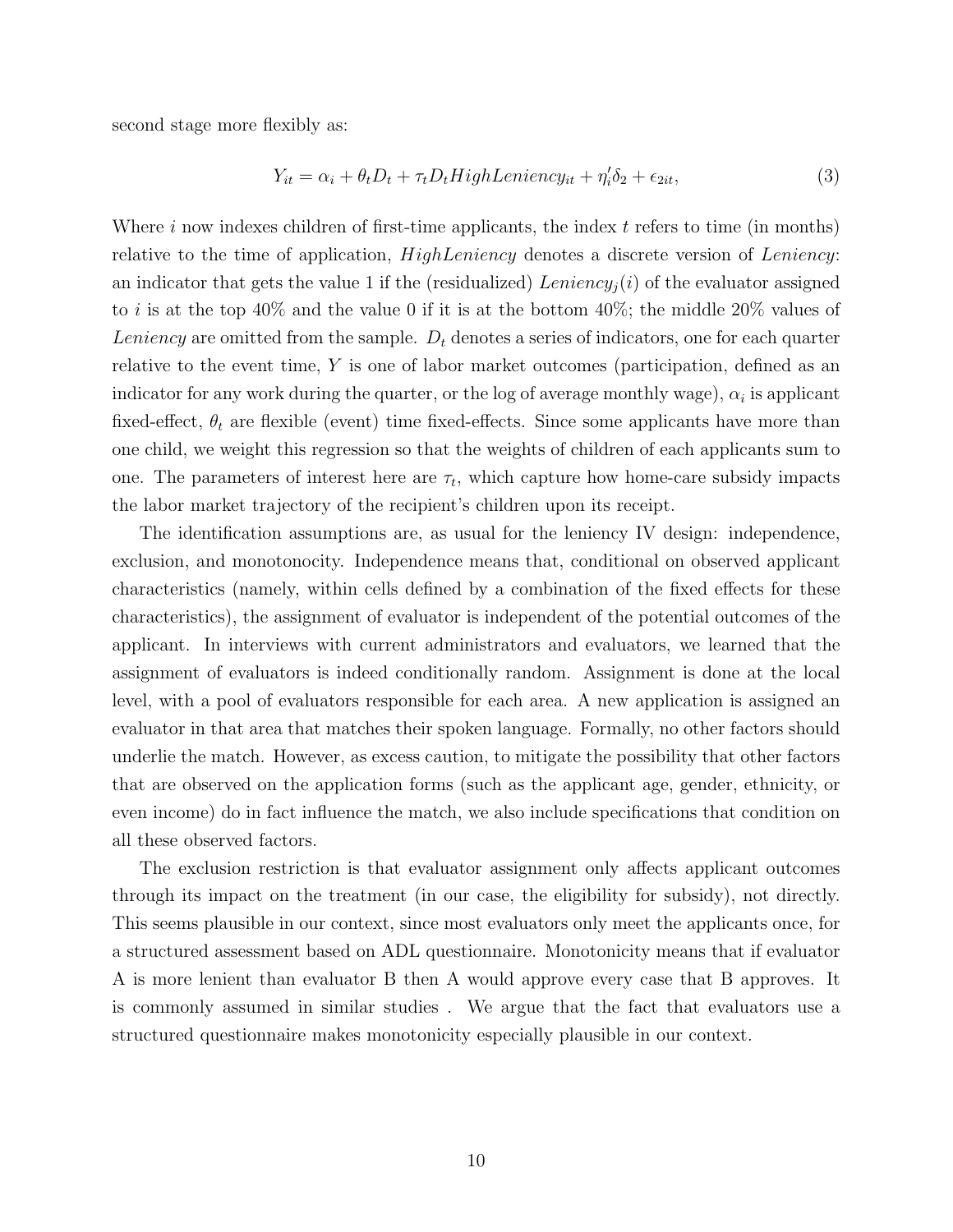second stage more flexibly as:

$$Y_{it} = \alpha_i + \theta_t D_t + \tau_t D_t HighLeniency_{it} + \eta_i' \delta_2 + \epsilon_{2it}, \tag{3}$$

Where $i$ now indexes children of first-time applicants, the index $t$ refers to time (in months) relative to the time of application, $HighLeniency$ denotes a discrete version of $Leniency$: an indicator that gets the value 1 if the (residualized) $Leniency_j(i)$ of the evaluator assigned to $i$ is at the top 40% and the value 0 if it is at the bottom 40%; the middle 20% values of $Leniency$ are omitted from the sample. $D_t$ denotes a series of indicators, one for each quarter relative to the event time, $Y$ is one of labor market outcomes (participation, defined as an indicator for any work during the quarter, or the log of average monthly wage), $\alpha_i$ is applicant fixed-effect, $\theta_t$ are flexible (event) time fixed-effects. Since some applicants have more than one child, we weight this regression so that the weights of children of each applicants sum to one. The parameters of interest here are $\tau_t$, which capture how home-care subsidy impacts the labor market trajectory of the recipient's children upon its receipt.

The identification assumptions are, as usual for the leniency IV design: independence, exclusion, and monotonocity. Independence means that, conditional on observed applicant characteristics (namely, within cells defined by a combination of the fixed effects for these characteristics), the assignment of evaluator is independent of the potential outcomes of the applicant. In interviews with current administrators and evaluators, we learned that the assignment of evaluators is indeed conditionally random. Assignment is done at the local level, with a pool of evaluators responsible for each area. A new application is assigned an evaluator in that area that matches their spoken language. Formally, no other factors should underlie the match. However, as excess caution, to mitigate the possibility that other factors that are observed on the application forms (such as the applicant age, gender, ethnicity, or even income) do in fact influence the match, we also include specifications that condition on all these observed factors.

The exclusion restriction is that evaluator assignment only affects applicant outcomes through its impact on the treatment (in our case, the eligibility for subsidy), not directly. This seems plausible in our context, since most evaluators only meet the applicants once, for a structured assessment based on ADL questionnaire. Monotonicity means that if evaluator A is more lenient than evaluator B then A would approve every case that B approves. It is commonly assumed in similar studies . We argue that the fact that evaluators use a structured questionnaire makes monotonicity especially plausible in our context.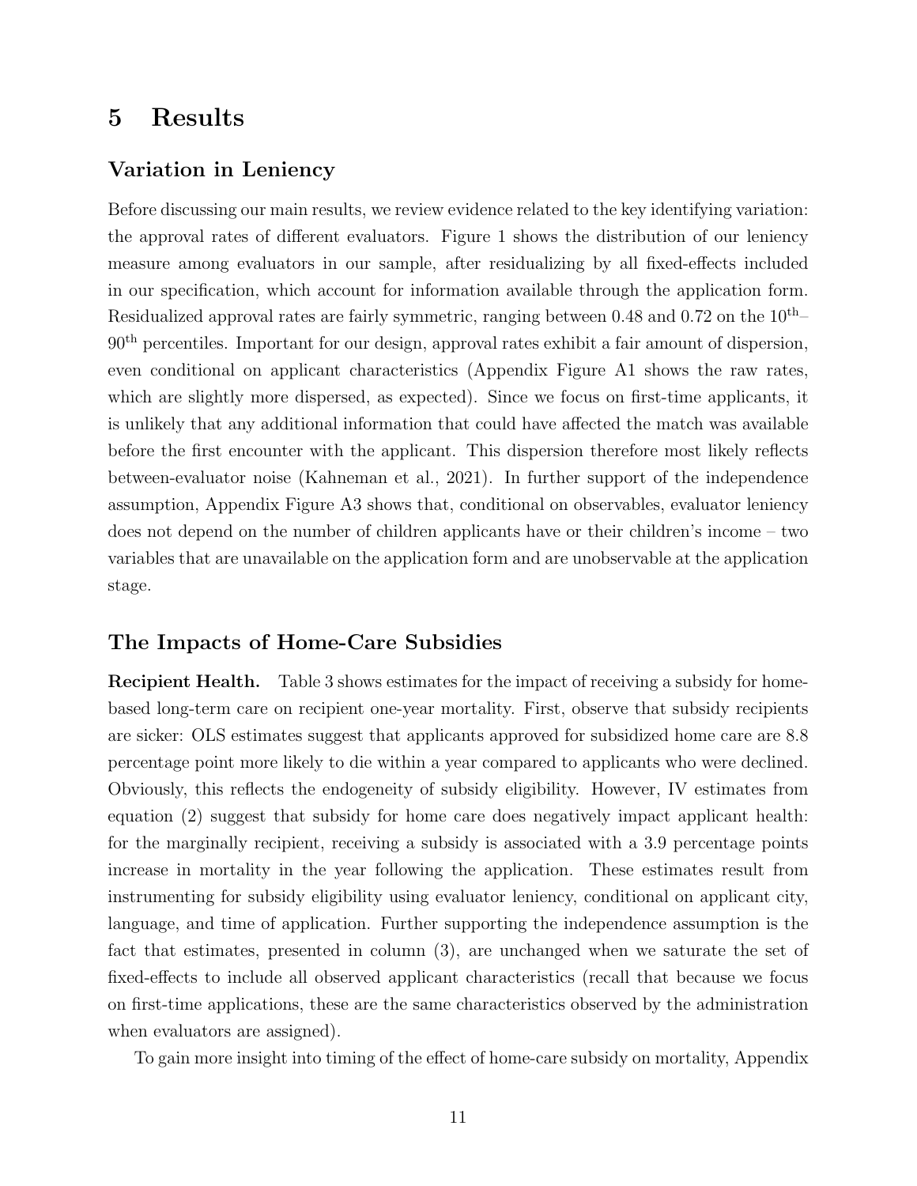# 5 Results

### Variation in Leniency

Before discussing our main results, we review evidence related to the key identifying variation: the approval rates of different evaluators. Figure 1 shows the distribution of our leniency measure among evaluators in our sample, after residualizing by all fixed-effects included in our specification, which account for information available through the application form. Residualized approval rates are fairly symmetric, ranging between 0.48 and 0.72 on the $10^{\text{th}}$–$90^{\text{th}}$ percentiles. Important for our design, approval rates exhibit a fair amount of dispersion, even conditional on applicant characteristics (Appendix Figure A1 shows the raw rates, which are slightly more dispersed, as expected). Since we focus on first-time applicants, it is unlikely that any additional information that could have affected the match was available before the first encounter with the applicant. This dispersion therefore most likely reflects between-evaluator noise (Kahneman et al., 2021). In further support of the independence assumption, Appendix Figure A3 shows that, conditional on observables, evaluator leniency does not depend on the number of children applicants have or their children's income – two variables that are unavailable on the application form and are unobservable at the application stage.

### The Impacts of Home-Care Subsidies

**Recipient Health.** Table 3 shows estimates for the impact of receiving a subsidy for home-based long-term care on recipient one-year mortality. First, observe that subsidy recipients are sicker: OLS estimates suggest that applicants approved for subsidized home care are 8.8 percentage point more likely to die within a year compared to applicants who were declined. Obviously, this reflects the endogeneity of subsidy eligibility. However, IV estimates from equation (2) suggest that subsidy for home care does negatively impact applicant health: for the marginally recipient, receiving a subsidy is associated with a 3.9 percentage points increase in mortality in the year following the application. These estimates result from instrumenting for subsidy eligibility using evaluator leniency, conditional on applicant city, language, and time of application. Further supporting the independence assumption is the fact that estimates, presented in column (3), are unchanged when we saturate the set of fixed-effects to include all observed applicant characteristics (recall that because we focus on first-time applications, these are the same characteristics observed by the administration when evaluators are assigned).

To gain more insight into timing of the effect of home-care subsidy on mortality, Appendix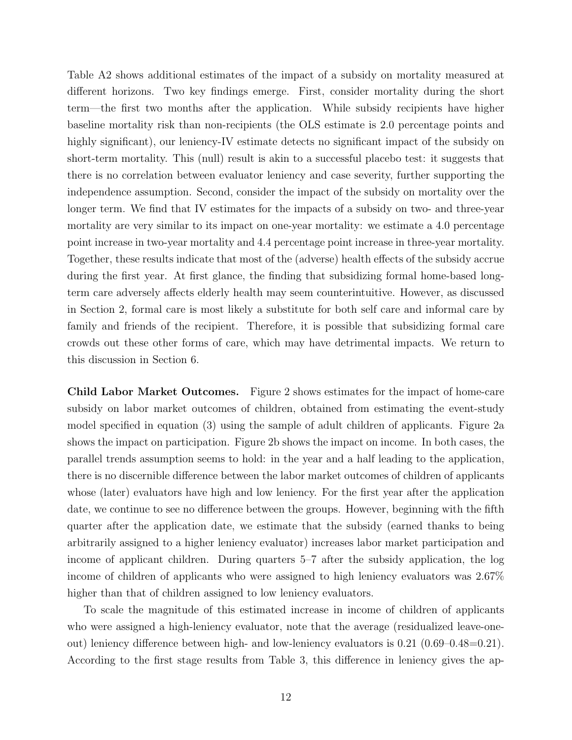Table A2 shows additional estimates of the impact of a subsidy on mortality measured at different horizons. Two key findings emerge. First, consider mortality during the short term—the first two months after the application. While subsidy recipients have higher baseline mortality risk than non-recipients (the OLS estimate is 2.0 percentage points and highly significant), our leniency-IV estimate detects no significant impact of the subsidy on short-term mortality. This (null) result is akin to a successful placebo test: it suggests that there is no correlation between evaluator leniency and case severity, further supporting the independence assumption. Second, consider the impact of the subsidy on mortality over the longer term. We find that IV estimates for the impacts of a subsidy on two- and three-year mortality are very similar to its impact on one-year mortality: we estimate a 4.0 percentage point increase in two-year mortality and 4.4 percentage point increase in three-year mortality. Together, these results indicate that most of the (adverse) health effects of the subsidy accrue during the first year. At first glance, the finding that subsidizing formal home-based long-term care adversely affects elderly health may seem counterintuitive. However, as discussed in Section 2, formal care is most likely a substitute for both self care and informal care by family and friends of the recipient. Therefore, it is possible that subsidizing formal care crowds out these other forms of care, which may have detrimental impacts. We return to this discussion in Section 6.

**Child Labor Market Outcomes.** Figure 2 shows estimates for the impact of home-care subsidy on labor market outcomes of children, obtained from estimating the event-study model specified in equation (3) using the sample of adult children of applicants. Figure 2a shows the impact on participation. Figure 2b shows the impact on income. In both cases, the parallel trends assumption seems to hold: in the year and a half leading to the application, there is no discernible difference between the labor market outcomes of children of applicants whose (later) evaluators have high and low leniency. For the first year after the application date, we continue to see no difference between the groups. However, beginning with the fifth quarter after the application date, we estimate that the subsidy (earned thanks to being arbitrarily assigned to a higher leniency evaluator) increases labor market participation and income of applicant children. During quarters 5–7 after the subsidy application, the log income of children of applicants who were assigned to high leniency evaluators was 2.67% higher than that of children assigned to low leniency evaluators.

To scale the magnitude of this estimated increase in income of children of applicants who were assigned a high-leniency evaluator, note that the average (residualized leave-one-out) leniency difference between high- and low-leniency evaluators is 0.21 (0.69–0.48=0.21). According to the first stage results from Table 3, this difference in leniency gives the ap-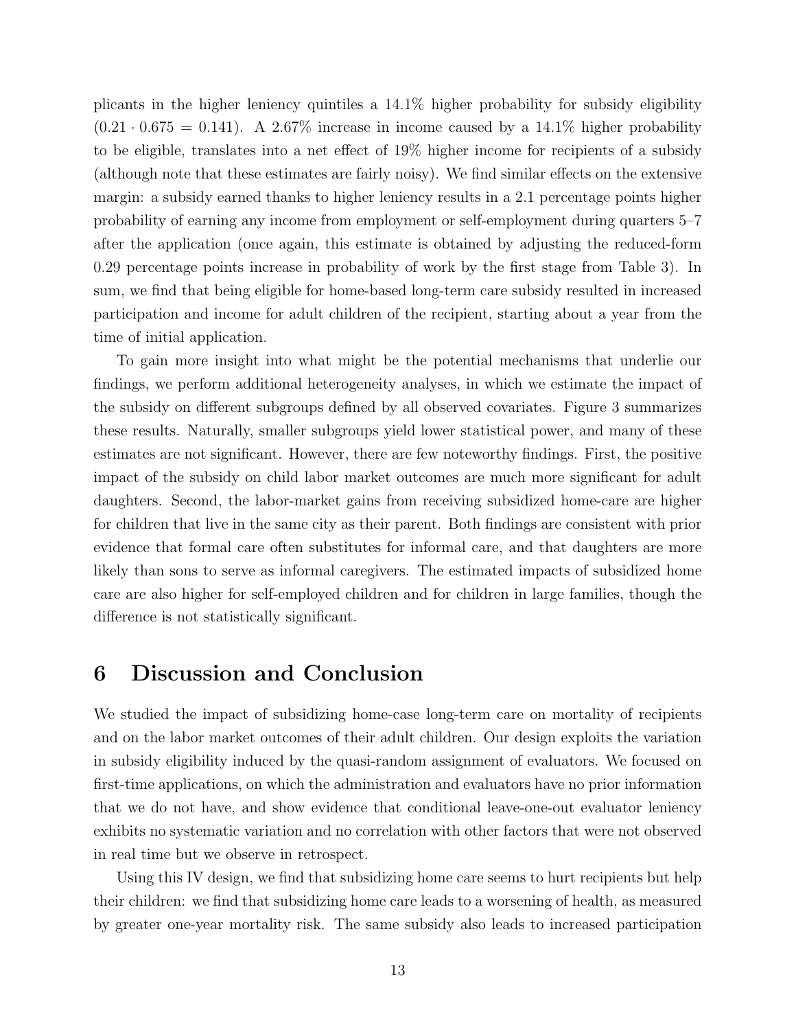plicants in the higher leniency quintiles a 14.1% higher probability for subsidy eligibility ($0.21 \cdot 0.675 = 0.141$). A 2.67% increase in income caused by a 14.1% higher probability to be eligible, translates into a net effect of 19% higher income for recipients of a subsidy (although note that these estimates are fairly noisy). We find similar effects on the extensive margin: a subsidy earned thanks to higher leniency results in a 2.1 percentage points higher probability of earning any income from employment or self-employment during quarters 5–7 after the application (once again, this estimate is obtained by adjusting the reduced-form 0.29 percentage points increase in probability of work by the first stage from Table 3). In sum, we find that being eligible for home-based long-term care subsidy resulted in increased participation and income for adult children of the recipient, starting about a year from the time of initial application.

To gain more insight into what might be the potential mechanisms that underlie our findings, we perform additional heterogeneity analyses, in which we estimate the impact of the subsidy on different subgroups defined by all observed covariates. Figure 3 summarizes these results. Naturally, smaller subgroups yield lower statistical power, and many of these estimates are not significant. However, there are few noteworthy findings. First, the positive impact of the subsidy on child labor market outcomes are much more significant for adult daughters. Second, the labor-market gains from receiving subsidized home-care are higher for children that live in the same city as their parent. Both findings are consistent with prior evidence that formal care often substitutes for informal care, and that daughters are more likely than sons to serve as informal caregivers. The estimated impacts of subsidized home care are also higher for self-employed children and for children in large families, though the difference is not statistically significant.

# 6 Discussion and Conclusion

We studied the impact of subsidizing home-case long-term care on mortality of recipients and on the labor market outcomes of their adult children. Our design exploits the variation in subsidy eligibility induced by the quasi-random assignment of evaluators. We focused on first-time applications, on which the administration and evaluators have no prior information that we do not have, and show evidence that conditional leave-one-out evaluator leniency exhibits no systematic variation and no correlation with other factors that were not observed in real time but we observe in retrospect.

Using this IV design, we find that subsidizing home care seems to hurt recipients but help their children: we find that subsidizing home care leads to a worsening of health, as measured by greater one-year mortality risk. The same subsidy also leads to increased participation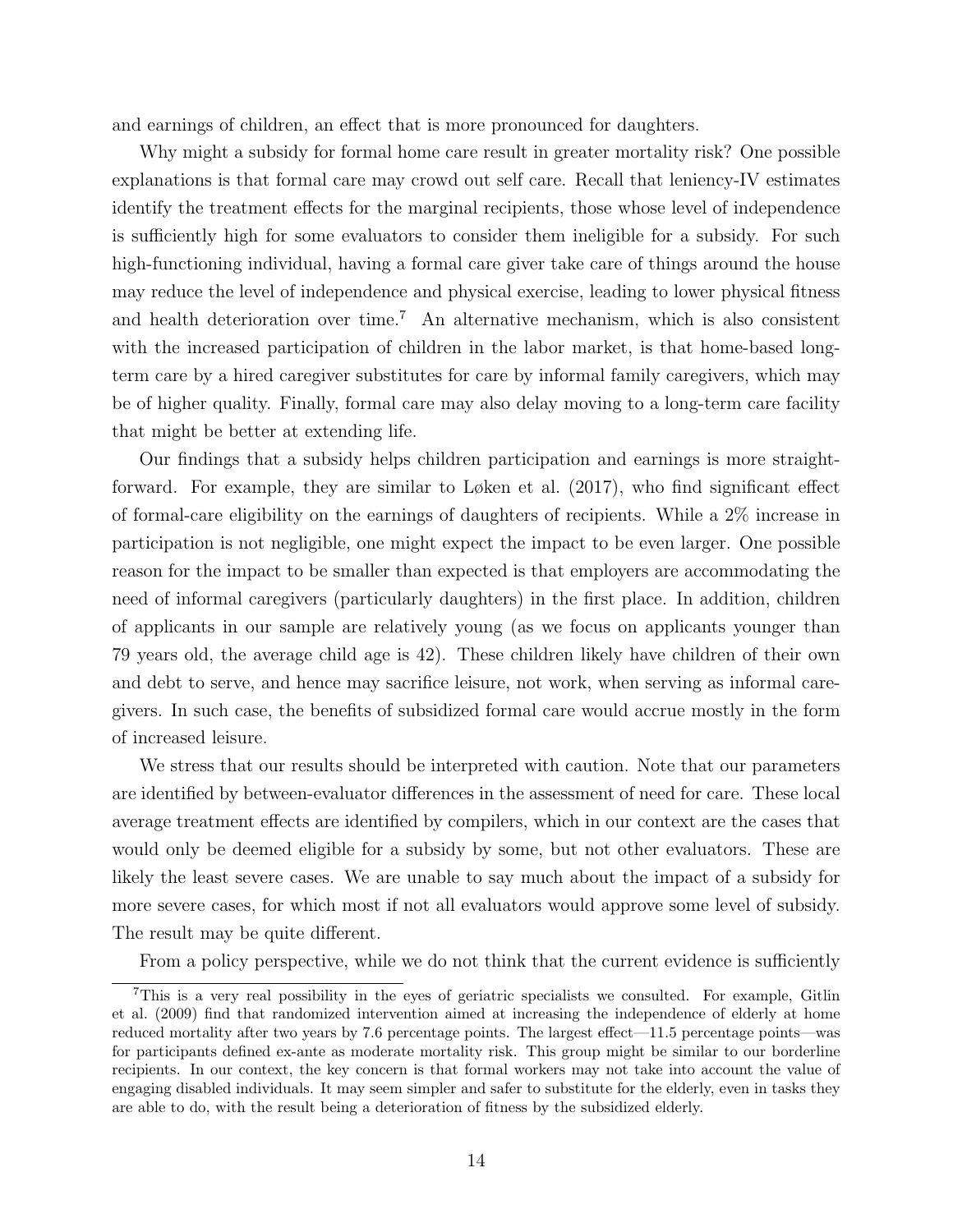and earnings of children, an effect that is more pronounced for daughters.

Why might a subsidy for formal home care result in greater mortality risk? One possible explanations is that formal care may crowd out self care. Recall that leniency-IV estimates identify the treatment effects for the marginal recipients, those whose level of independence is sufficiently high for some evaluators to consider them ineligible for a subsidy. For such high-functioning individual, having a formal care giver take care of things around the house may reduce the level of independence and physical exercise, leading to lower physical fitness and health deterioration over time.[7] An alternative mechanism, which is also consistent with the increased participation of children in the labor market, is that home-based long-term care by a hired caregiver substitutes for care by informal family caregivers, which may be of higher quality. Finally, formal care may also delay moving to a long-term care facility that might be better at extending life.

Our findings that a subsidy helps children participation and earnings is more straightforward. For example, they are similar to Løken et al. (2017), who find significant effect of formal-care eligibility on the earnings of daughters of recipients. While a 2% increase in participation is not negligible, one might expect the impact to be even larger. One possible reason for the impact to be smaller than expected is that employers are accommodating the need of informal caregivers (particularly daughters) in the first place. In addition, children of applicants in our sample are relatively young (as we focus on applicants younger than 79 years old, the average child age is 42). These children likely have children of their own and debt to serve, and hence may sacrifice leisure, not work, when serving as informal caregivers. In such case, the benefits of subsidized formal care would accrue mostly in the form of increased leisure.

We stress that our results should be interpreted with caution. Note that our parameters are identified by between-evaluator differences in the assessment of need for care. These local average treatment effects are identified by compilers, which in our context are the cases that would only be deemed eligible for a subsidy by some, but not other evaluators. These are likely the least severe cases. We are unable to say much about the impact of a subsidy for more severe cases, for which most if not all evaluators would approve some level of subsidy. The result may be quite different.

From a policy perspective, while we do not think that the current evidence is sufficiently

[7] This is a very real possibility in the eyes of geriatric specialists we consulted. For example, Gitlin et al. (2009) find that randomized intervention aimed at increasing the independence of elderly at home reduced mortality after two years by 7.6 percentage points. The largest effect—11.5 percentage points—was for participants defined ex-ante as moderate mortality risk. This group might be similar to our borderline recipients. In our context, the key concern is that formal workers may not take into account the value of engaging disabled individuals. It may seem simpler and safer to substitute for the elderly, even in tasks they are able to do, with the result being a deterioration of fitness by the subsidized elderly.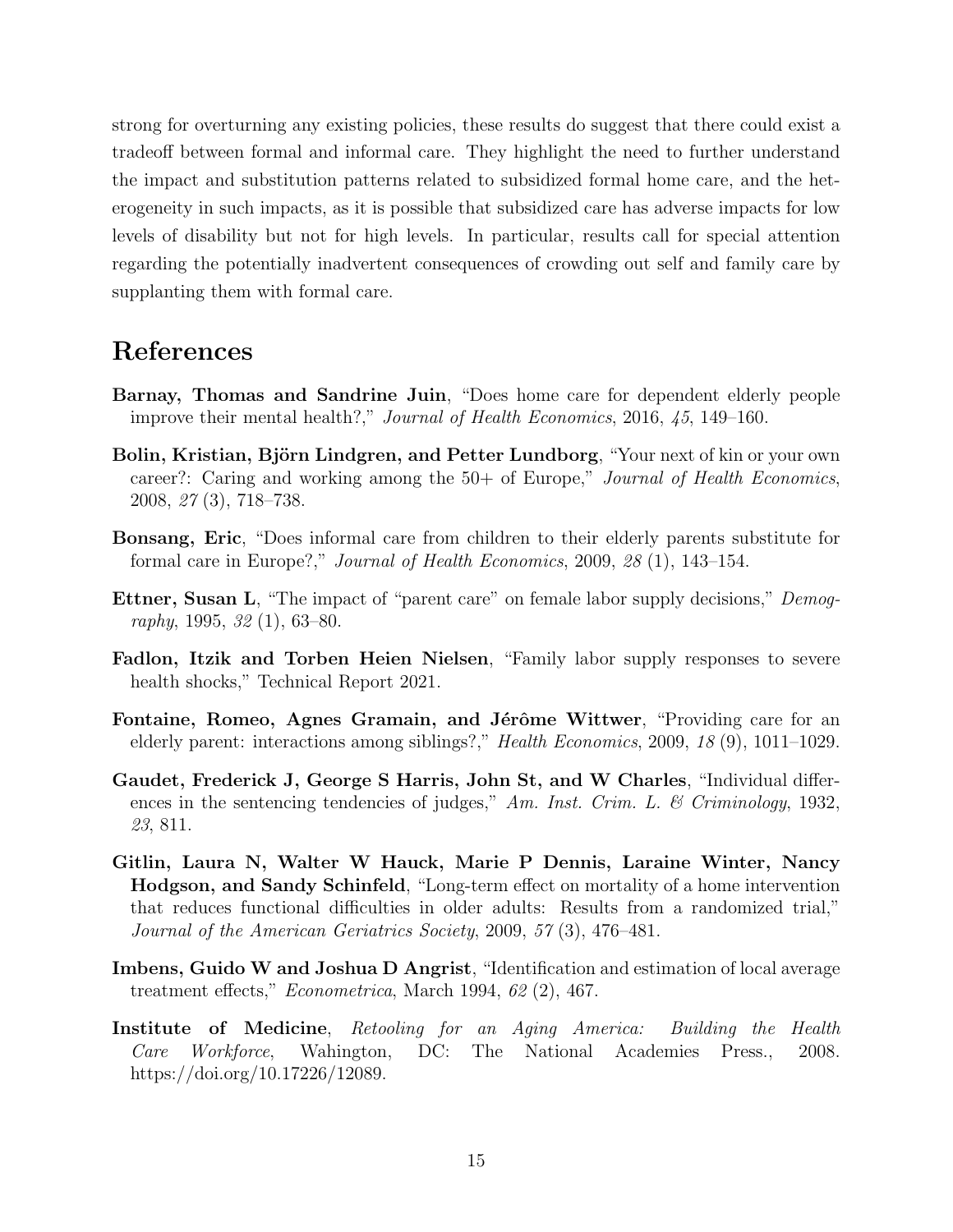strong for overturning any existing policies, these results do suggest that there could exist a tradeoff between formal and informal care. They highlight the need to further understand the impact and substitution patterns related to subsidized formal home care, and the heterogeneity in such impacts, as it is possible that subsidized care has adverse impacts for low levels of disability but not for high levels. In particular, results call for special attention regarding the potentially inadvertent consequences of crowding out self and family care by supplanting them with formal care.

# References

**Barnay, Thomas and Sandrine Juin**, "Does home care for dependent elderly people improve their mental health?," *Journal of Health Economics*, 2016, *45*, 149–160.

**Bolin, Kristian, Björn Lindgren, and Petter Lundborg**, "Your next of kin or your own career?: Caring and working among the 50+ of Europe," *Journal of Health Economics*, 2008, *27* (3), 718–738.

**Bonsang, Eric**, "Does informal care from children to their elderly parents substitute for formal care in Europe?," *Journal of Health Economics*, 2009, *28* (1), 143–154.

**Ettner, Susan L**, "The impact of "parent care" on female labor supply decisions," *Demography*, 1995, *32* (1), 63–80.

**Fadlon, Itzik and Torben Heien Nielsen**, "Family labor supply responses to severe health shocks," Technical Report 2021.

**Fontaine, Romeo, Agnes Gramain, and Jérôme Wittwer**, "Providing care for an elderly parent: interactions among siblings?," *Health Economics*, 2009, *18* (9), 1011–1029.

**Gaudet, Frederick J, George S Harris, John St, and W Charles**, "Individual differences in the sentencing tendencies of judges," *Am. Inst. Crim. L. & Criminology*, 1932, *23*, 811.

**Gitlin, Laura N, Walter W Hauck, Marie P Dennis, Laraine Winter, Nancy Hodgson, and Sandy Schinfeld**, "Long-term effect on mortality of a home intervention that reduces functional difficulties in older adults: Results from a randomized trial," *Journal of the American Geriatrics Society*, 2009, *57* (3), 476–481.

**Imbens, Guido W and Joshua D Angrist**, "Identification and estimation of local average treatment effects," *Econometrica*, March 1994, *62* (2), 467.

**Institute of Medicine**, *Retooling for an Aging America: Building the Health Care Workforce*, Wahington, DC: The National Academies Press., 2008. https://doi.org/10.17226/12089.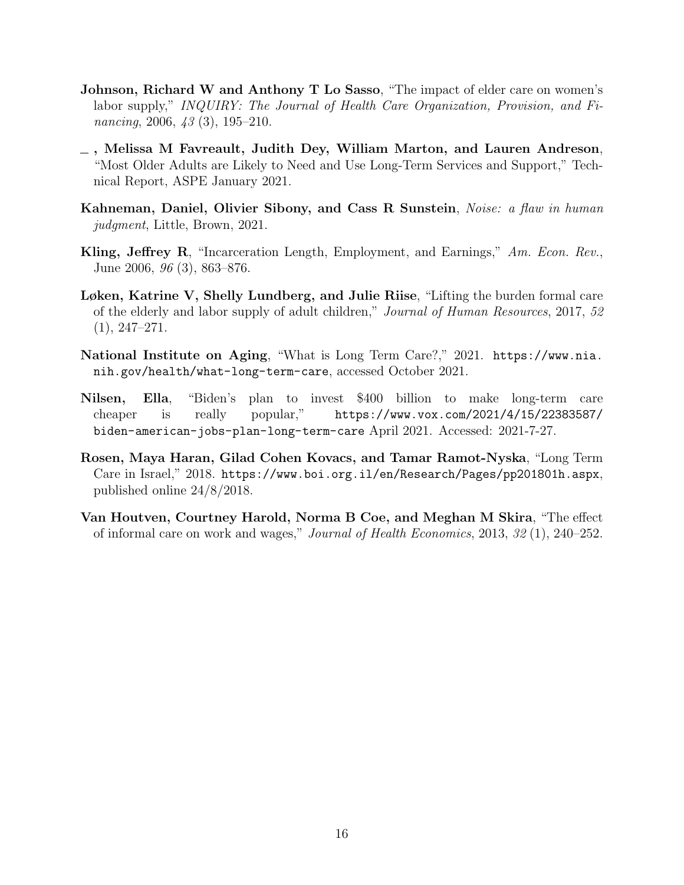**Johnson, Richard W and Anthony T Lo Sasso**, "The impact of elder care on women's labor supply," *INQUIRY: The Journal of Health Care Organization, Provision, and Financing*, 2006, *43* (3), 195–210.

**_ , Melissa M Favreault, Judith Dey, William Marton, and Lauren Andreson**, "Most Older Adults are Likely to Need and Use Long-Term Services and Support," Technical Report, ASPE January 2021.

**Kahneman, Daniel, Olivier Sibony, and Cass R Sunstein**, *Noise: a flaw in human judgment*, Little, Brown, 2021.

**Kling, Jeffrey R**, "Incarceration Length, Employment, and Earnings," *Am. Econ. Rev.*, June 2006, *96* (3), 863–876.

**Løken, Katrine V, Shelly Lundberg, and Julie Riise**, "Lifting the burden formal care of the elderly and labor supply of adult children," *Journal of Human Resources*, 2017, *52* (1), 247–271.

**National Institute on Aging**, "What is Long Term Care?," 2021. https://www.nia.nih.gov/health/what-long-term-care, accessed October 2021.

**Nilsen, Ella**, "Biden's plan to invest $400 billion to make long-term care cheaper is really popular," https://www.vox.com/2021/4/15/22383587/biden-american-jobs-plan-long-term-care April 2021. Accessed: 2021-7-27.

**Rosen, Maya Haran, Gilad Cohen Kovacs, and Tamar Ramot-Nyska**, "Long Term Care in Israel," 2018. https://www.boi.org.il/en/Research/Pages/pp201801h.aspx, published online 24/8/2018.

**Van Houtven, Courtney Harold, Norma B Coe, and Meghan M Skira**, "The effect of informal care on work and wages," *Journal of Health Economics*, 2013, *32* (1), 240–252.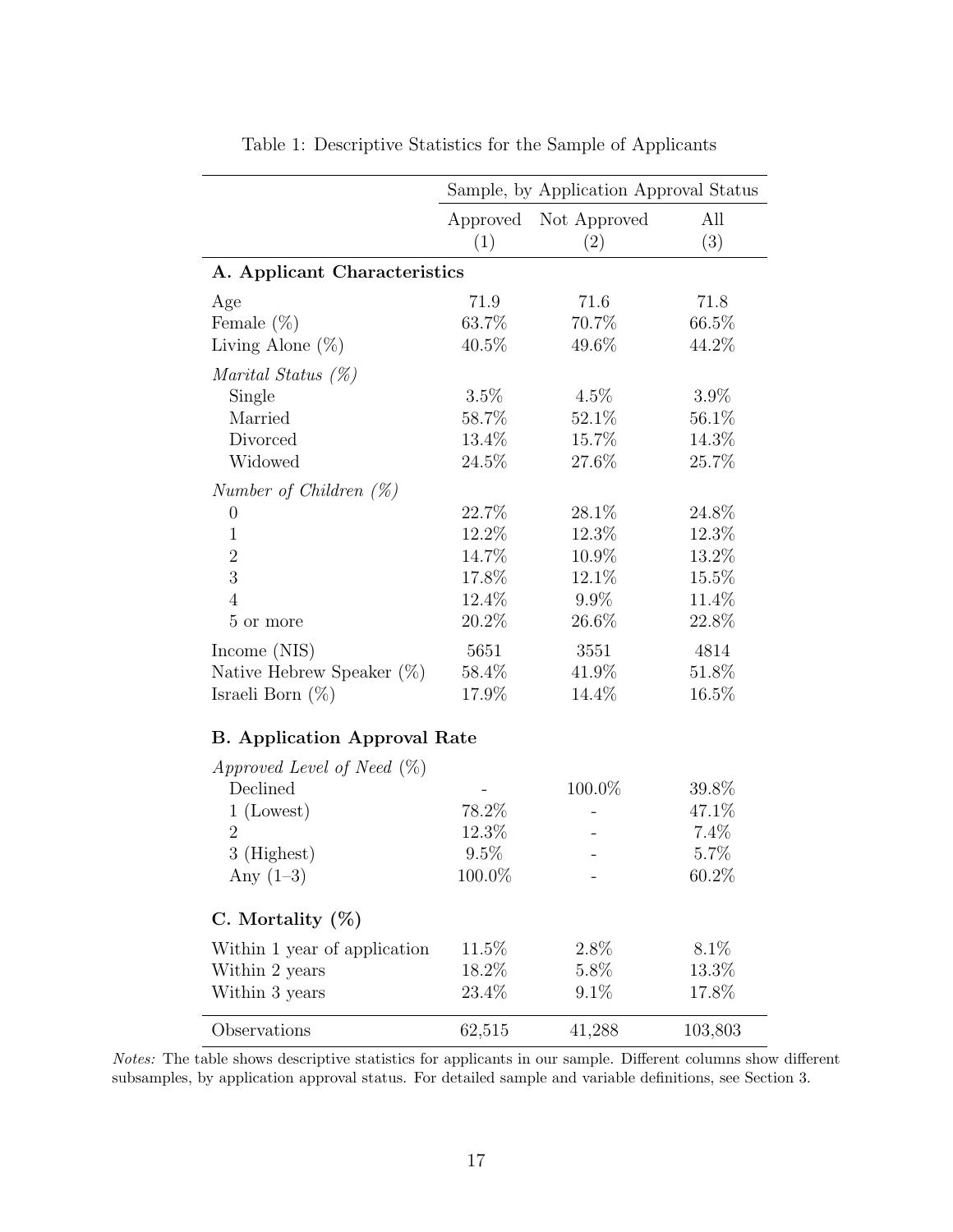Table 1: Descriptive Statistics for the Sample of Applicants

| | Sample, by Application Approval Status | | |
|---|---|---|---|
| | Approved (1) | Not Approved (2) | All (3) |
| **A. Applicant Characteristics** | | | |
| Age | 71.9 | 71.6 | 71.8 |
| Female (%) | 63.7% | 70.7% | 66.5% |
| Living Alone (%) | 40.5% | 49.6% | 44.2% |
| *Marital Status (%)* | | | |
| Single | 3.5% | 4.5% | 3.9% |
| Married | 58.7% | 52.1% | 56.1% |
| Divorced | 13.4% | 15.7% | 14.3% |
| Widowed | 24.5% | 27.6% | 25.7% |
| *Number of Children (%)* | | | |
| 0 | 22.7% | 28.1% | 24.8% |
| 1 | 12.2% | 12.3% | 12.3% |
| 2 | 14.7% | 10.9% | 13.2% |
| 3 | 17.8% | 12.1% | 15.5% |
| 4 | 12.4% | 9.9% | 11.4% |
| 5 or more | 20.2% | 26.6% | 22.8% |
| Income (NIS) | 5651 | 3551 | 4814 |
| Native Hebrew Speaker (%) | 58.4% | 41.9% | 51.8% |
| Israeli Born (%) | 17.9% | 14.4% | 16.5% |
| **B. Application Approval Rate** | | | |
| *Approved Level of Need (%)* | | | |
| Declined | - | 100.0% | 39.8% |
| 1 (Lowest) | 78.2% | - | 47.1% |
| 2 | 12.3% | - | 7.4% |
| 3 (Highest) | 9.5% | - | 5.7% |
| Any (1–3) | 100.0% | - | 60.2% |
| **C. Mortality (%)** | | | |
| Within 1 year of application | 11.5% | 2.8% | 8.1% |
| Within 2 years | 18.2% | 5.8% | 13.3% |
| Within 3 years | 23.4% | 9.1% | 17.8% |
| Observations | 62,515 | 41,288 | 103,803 |

*Notes:* The table shows descriptive statistics for applicants in our sample. Different columns show different subsamples, by application approval status. For detailed sample and variable definitions, see Section 3.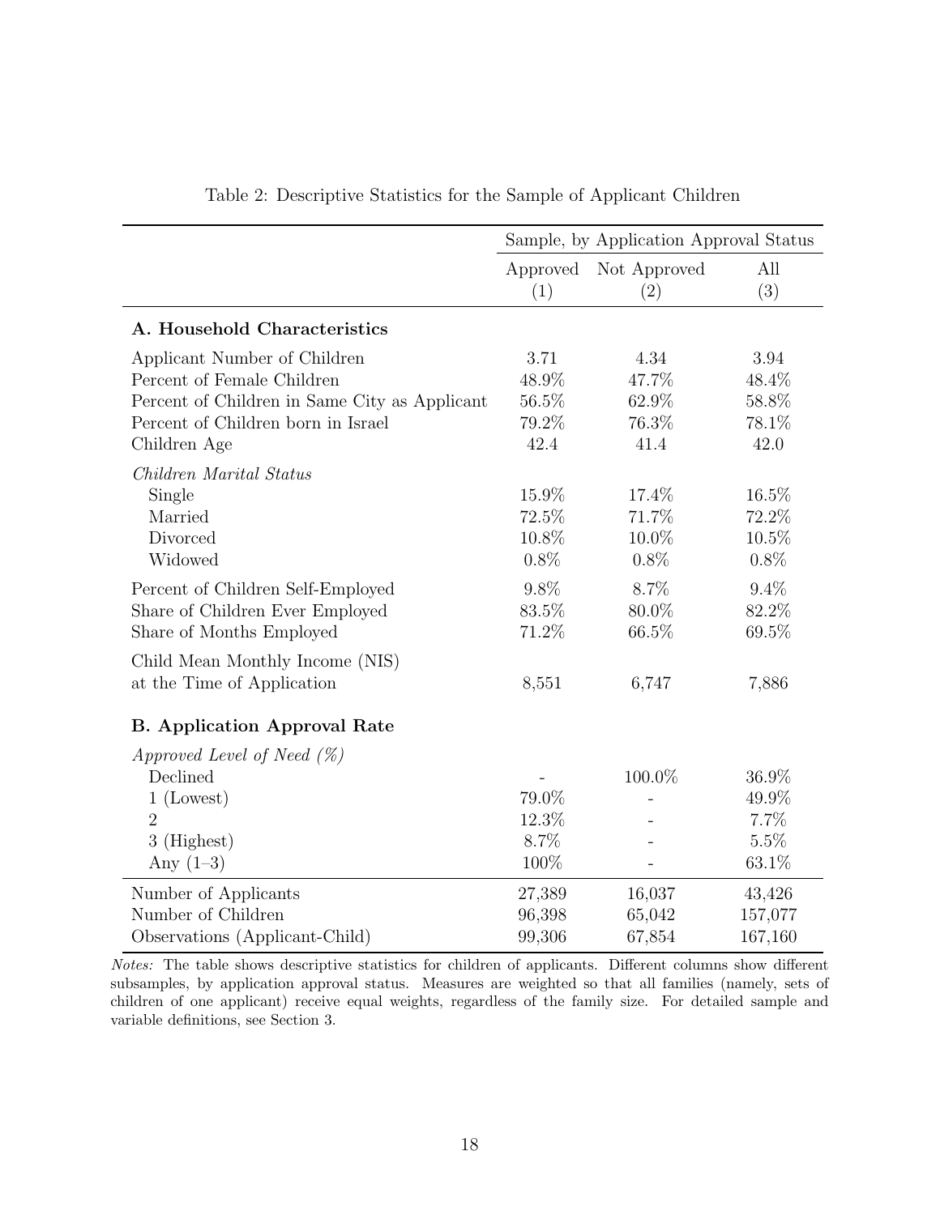Table 2: Descriptive Statistics for the Sample of Applicant Children

| | Sample, by Application Approval Status | | |
|---|---|---|---|
| | Approved (1) | Not Approved (2) | All (3) |
| **A. Household Characteristics** | | | |
| Applicant Number of Children | 3.71 | 4.34 | 3.94 |
| Percent of Female Children | 48.9% | 47.7% | 48.4% |
| Percent of Children in Same City as Applicant | 56.5% | 62.9% | 58.8% |
| Percent of Children born in Israel | 79.2% | 76.3% | 78.1% |
| Children Age | 42.4 | 41.4 | 42.0 |
| *Children Marital Status* | | | |
| Single | 15.9% | 17.4% | 16.5% |
| Married | 72.5% | 71.7% | 72.2% |
| Divorced | 10.8% | 10.0% | 10.5% |
| Widowed | 0.8% | 0.8% | 0.8% |
| Percent of Children Self-Employed | 9.8% | 8.7% | 9.4% |
| Share of Children Ever Employed | 83.5% | 80.0% | 82.2% |
| Share of Months Employed | 71.2% | 66.5% | 69.5% |
| Child Mean Monthly Income (NIS) at the Time of Application | 8,551 | 6,747 | 7,886 |
| **B. Application Approval Rate** | | | |
| *Approved Level of Need (%)* | | | |
| Declined | - | 100.0% | 36.9% |
| 1 (Lowest) | 79.0% | - | 49.9% |
| 2 | 12.3% | - | 7.7% |
| 3 (Highest) | 8.7% | - | 5.5% |
| Any (1–3) | 100% | - | 63.1% |
| Number of Applicants | 27,389 | 16,037 | 43,426 |
| Number of Children | 96,398 | 65,042 | 157,077 |
| Observations (Applicant-Child) | 99,306 | 67,854 | 167,160 |

*Notes:* The table shows descriptive statistics for children of applicants. Different columns show different subsamples, by application approval status. Measures are weighted so that all families (namely, sets of children of one applicant) receive equal weights, regardless of the family size. For detailed sample and variable definitions, see Section 3.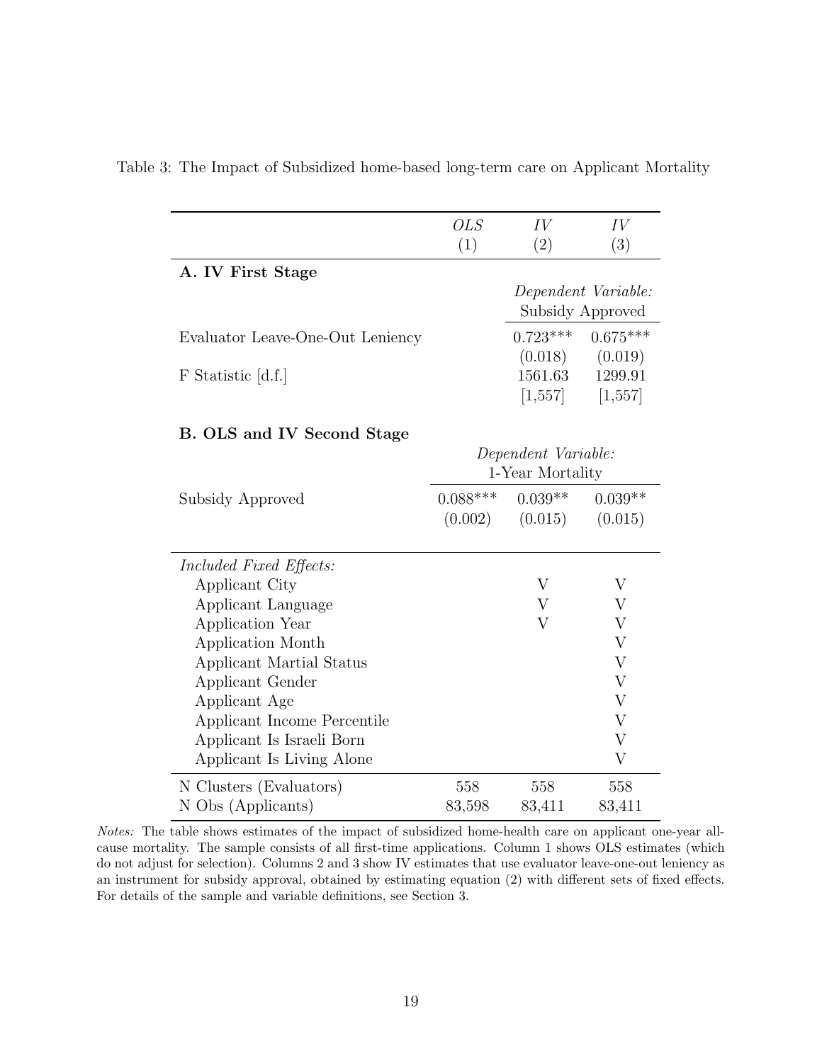Table 3: The Impact of Subsidized home-based long-term care on Applicant Mortality

| | *OLS* (1) | *IV* (2) | *IV* (3) |
|---|---|---|---|
| **A. IV First Stage** | | | |
| | | *Dependent Variable:* Subsidy Approved | |
| Evaluator Leave-One-Out Leniency | | 0.723*** | 0.675*** |
| | | (0.018) | (0.019) |
| F Statistic [d.f.] | | 1561.63 | 1299.91 |
| | | [1,557] | [1,557] |
| **B. OLS and IV Second Stage** | | | |
| | | *Dependent Variable:* 1-Year Mortality | |
| Subsidy Approved | 0.088*** | 0.039** | 0.039** |
| | (0.002) | (0.015) | (0.015) |
| *Included Fixed Effects:* | | | |
| Applicant City | | V | V |
| Applicant Language | | V | V |
| Application Year | | V | V |
| Application Month | | | V |
| Applicant Martial Status | | | V |
| Applicant Gender | | | V |
| Applicant Age | | | V |
| Applicant Income Percentile | | | V |
| Applicant Is Israeli Born | | | V |
| Applicant Is Living Alone | | | V |
| N Clusters (Evaluators) | 558 | 558 | 558 |
| N Obs (Applicants) | 83,598 | 83,411 | 83,411 |

*Notes:* The table shows estimates of the impact of subsidized home-health care on applicant one-year all-cause mortality. The sample consists of all first-time applications. Column 1 shows OLS estimates (which do not adjust for selection). Columns 2 and 3 show IV estimates that use evaluator leave-one-out leniency as an instrument for subsidy approval, obtained by estimating equation (2) with different sets of fixed effects. For details of the sample and variable definitions, see Section 3.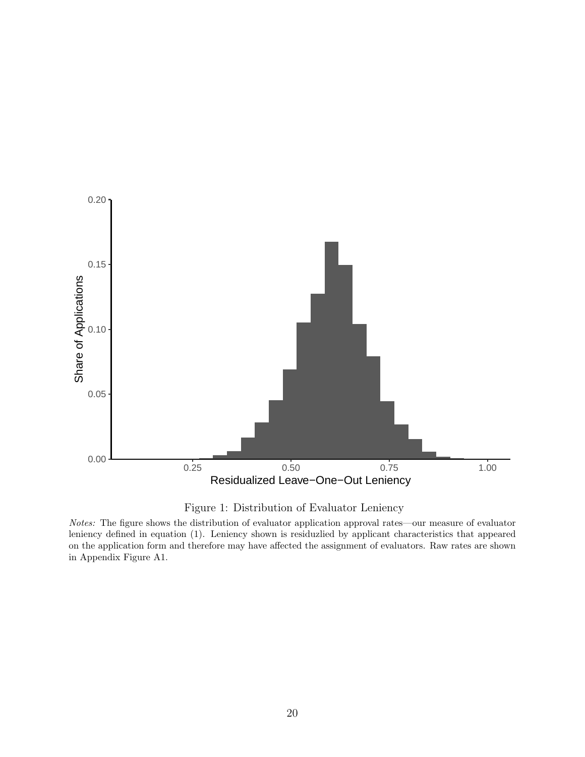Figure 1: Distribution of Evaluator Leniency

*Notes:* The figure shows the distribution of evaluator application approval rates—our measure of evaluator leniency defined in equation (1). Leniency shown is residuzlied by applicant characteristics that appeared on the application form and therefore may have affected the assignment of evaluators. Raw rates are shown in Appendix Figure A1.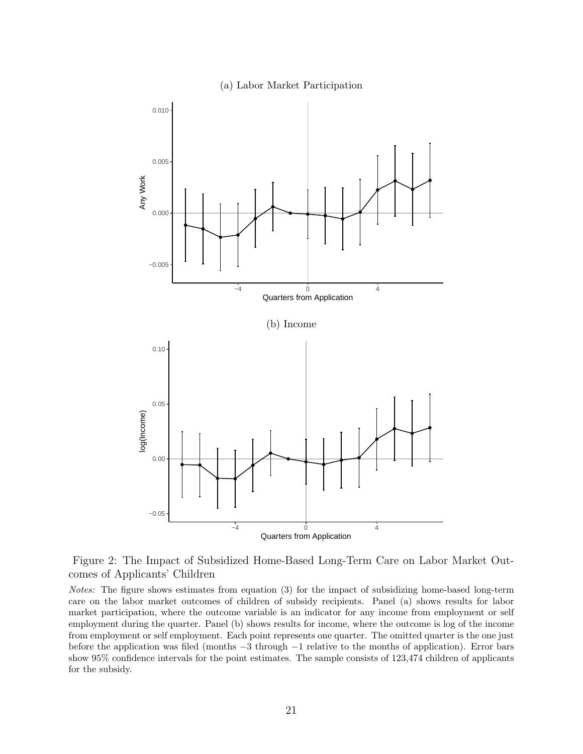(a) Labor Market Participation

(b) Income

Figure 2: The Impact of Subsidized Home-Based Long-Term Care on Labor Market Outcomes of Applicants' Children

*Notes:* The figure shows estimates from equation (3) for the impact of subsidizing home-based long-term care on the labor market outcomes of children of subsidy recipients. Panel (a) shows results for labor market participation, where the outcome variable is an indicator for any income from employment or self employment during the quarter. Panel (b) shows results for income, where the outcome is log of the income from employment or self employment. Each point represents one quarter. The omitted quarter is the one just before the application was filed (months −3 through −1 relative to the months of application). Error bars show 95% confidence intervals for the point estimates. The sample consists of 123,474 children of applicants for the subsidy.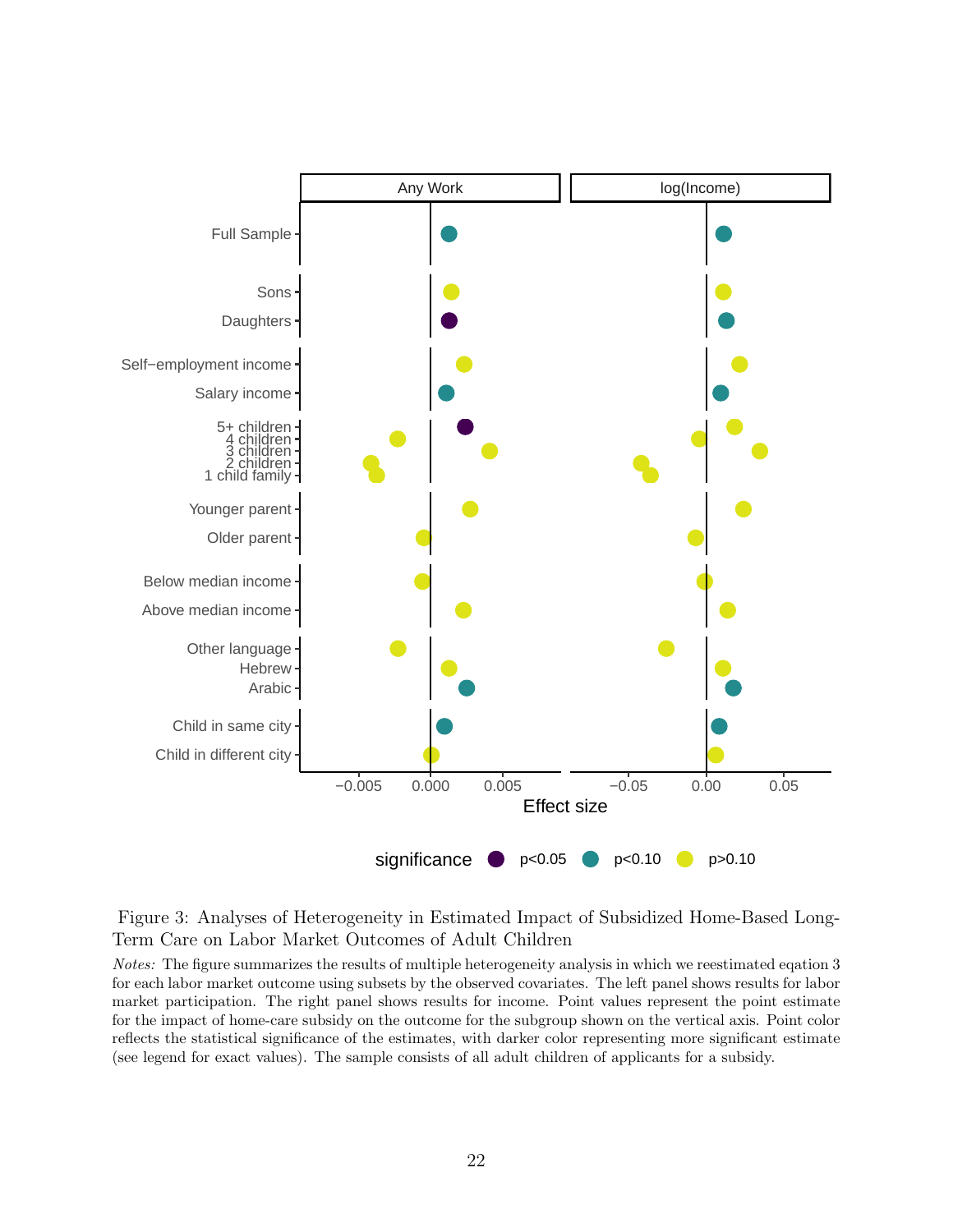Figure 3: Analyses of Heterogeneity in Estimated Impact of Subsidized Home-Based Long-Term Care on Labor Market Outcomes of Adult Children

*Notes:* The figure summarizes the results of multiple heterogeneity analysis in which we reestimated eqation 3 for each labor market outcome using subsets by the observed covariates. The left panel shows results for labor market participation. The right panel shows results for income. Point values represent the point estimate for the impact of home-care subsidy on the outcome for the subgroup shown on the vertical axis. Point color reflects the statistical significance of the estimates, with darker color representing more significant estimate (see legend for exact values). The sample consists of all adult children of applicants for a subsidy.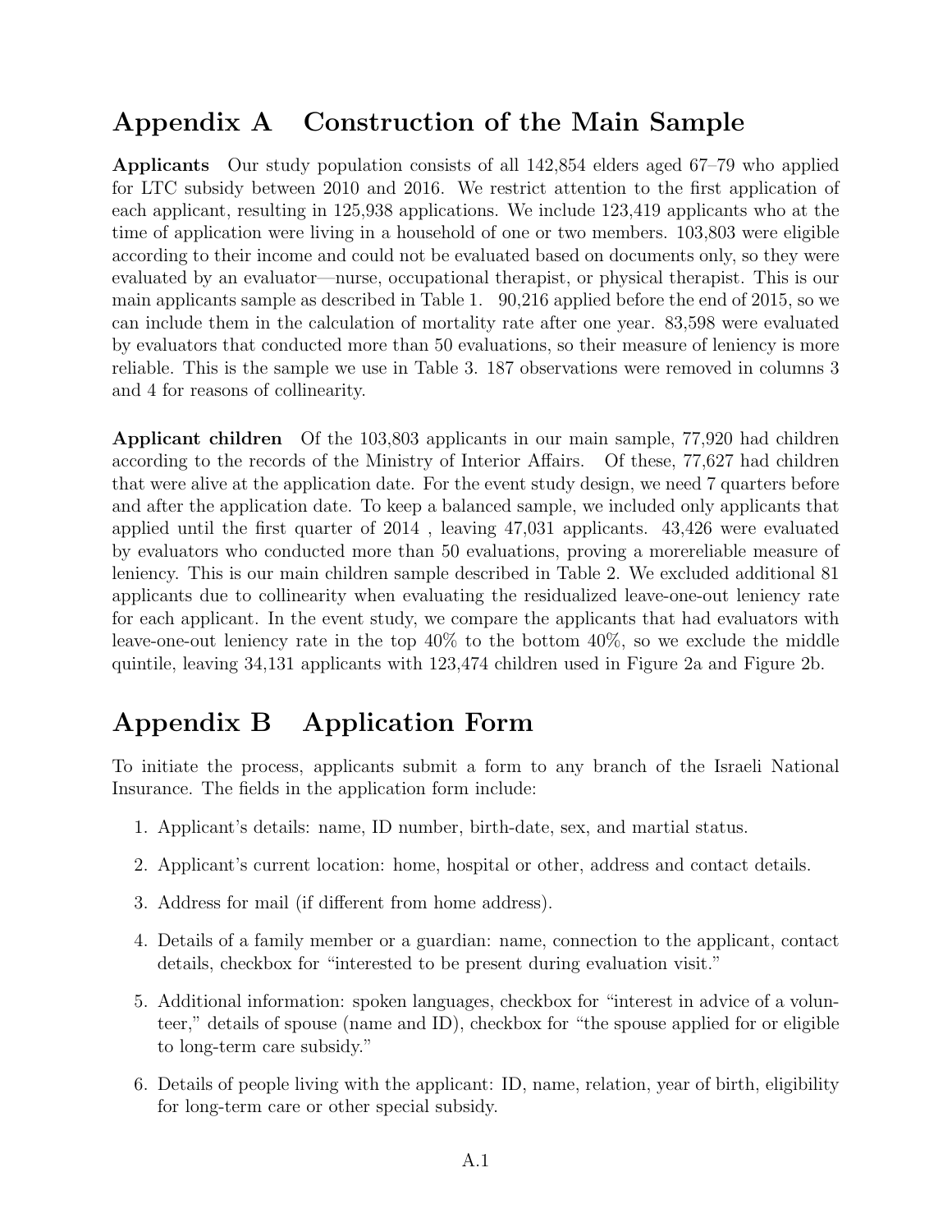# Appendix A Construction of the Main Sample

**Applicants** Our study population consists of all 142,854 elders aged 67–79 who applied for LTC subsidy between 2010 and 2016. We restrict attention to the first application of each applicant, resulting in 125,938 applications. We include 123,419 applicants who at the time of application were living in a household of one or two members. 103,803 were eligible according to their income and could not be evaluated based on documents only, so they were evaluated by an evaluator—nurse, occupational therapist, or physical therapist. This is our main applicants sample as described in Table 1. 90,216 applied before the end of 2015, so we can include them in the calculation of mortality rate after one year. 83,598 were evaluated by evaluators that conducted more than 50 evaluations, so their measure of leniency is more reliable. This is the sample we use in Table 3. 187 observations were removed in columns 3 and 4 for reasons of collinearity.

**Applicant children** Of the 103,803 applicants in our main sample, 77,920 had children according to the records of the Ministry of Interior Affairs. Of these, 77,627 had children that were alive at the application date. For the event study design, we need 7 quarters before and after the application date. To keep a balanced sample, we included only applicants that applied until the first quarter of 2014 , leaving 47,031 applicants. 43,426 were evaluated by evaluators who conducted more than 50 evaluations, proving a morereliable measure of leniency. This is our main children sample described in Table 2. We excluded additional 81 applicants due to collinearity when evaluating the residualized leave-one-out leniency rate for each applicant. In the event study, we compare the applicants that had evaluators with leave-one-out leniency rate in the top 40% to the bottom 40%, so we exclude the middle quintile, leaving 34,131 applicants with 123,474 children used in Figure 2a and Figure 2b.

# Appendix B Application Form

To initiate the process, applicants submit a form to any branch of the Israeli National Insurance. The fields in the application form include:

1. Applicant's details: name, ID number, birth-date, sex, and martial status.
2. Applicant's current location: home, hospital or other, address and contact details.
3. Address for mail (if different from home address).
4. Details of a family member or a guardian: name, connection to the applicant, contact details, checkbox for "interested to be present during evaluation visit."
5. Additional information: spoken languages, checkbox for "interest in advice of a volunteer," details of spouse (name and ID), checkbox for "the spouse applied for or eligible to long-term care subsidy."
6. Details of people living with the applicant: ID, name, relation, year of birth, eligibility for long-term care or other special subsidy.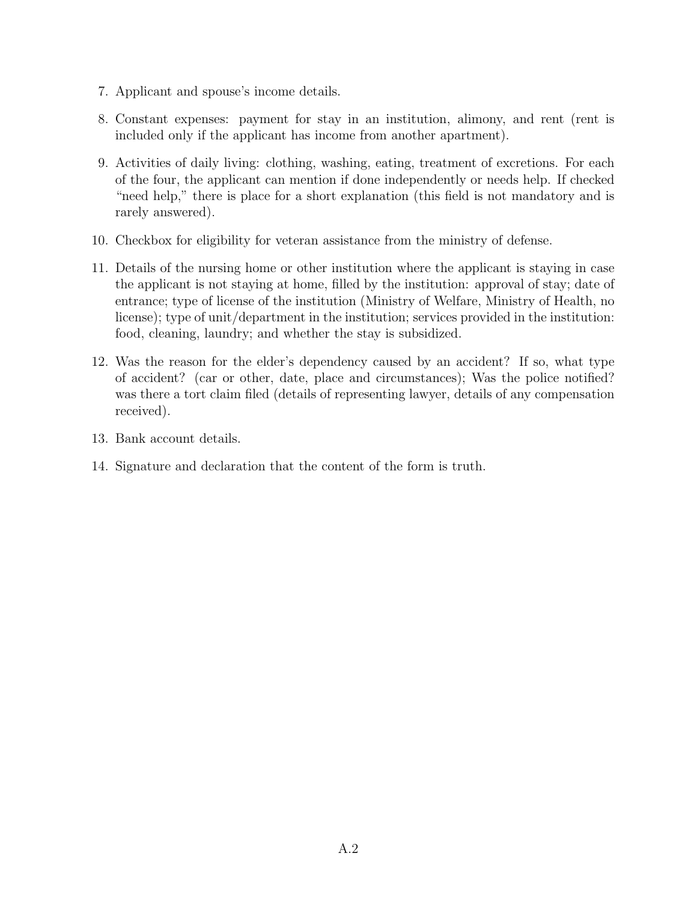7. Applicant and spouse's income details.
8. Constant expenses: payment for stay in an institution, alimony, and rent (rent is included only if the applicant has income from another apartment).
9. Activities of daily living: clothing, washing, eating, treatment of excretions. For each of the four, the applicant can mention if done independently or needs help. If checked "need help," there is place for a short explanation (this field is not mandatory and is rarely answered).
10. Checkbox for eligibility for veteran assistance from the ministry of defense.
11. Details of the nursing home or other institution where the applicant is staying in case the applicant is not staying at home, filled by the institution: approval of stay; date of entrance; type of license of the institution (Ministry of Welfare, Ministry of Health, no license); type of unit/department in the institution; services provided in the institution: food, cleaning, laundry; and whether the stay is subsidized.
12. Was the reason for the elder's dependency caused by an accident? If so, what type of accident? (car or other, date, place and circumstances); Was the police notified? was there a tort claim filed (details of representing lawyer, details of any compensation received).
13. Bank account details.
14. Signature and declaration that the content of the form is truth.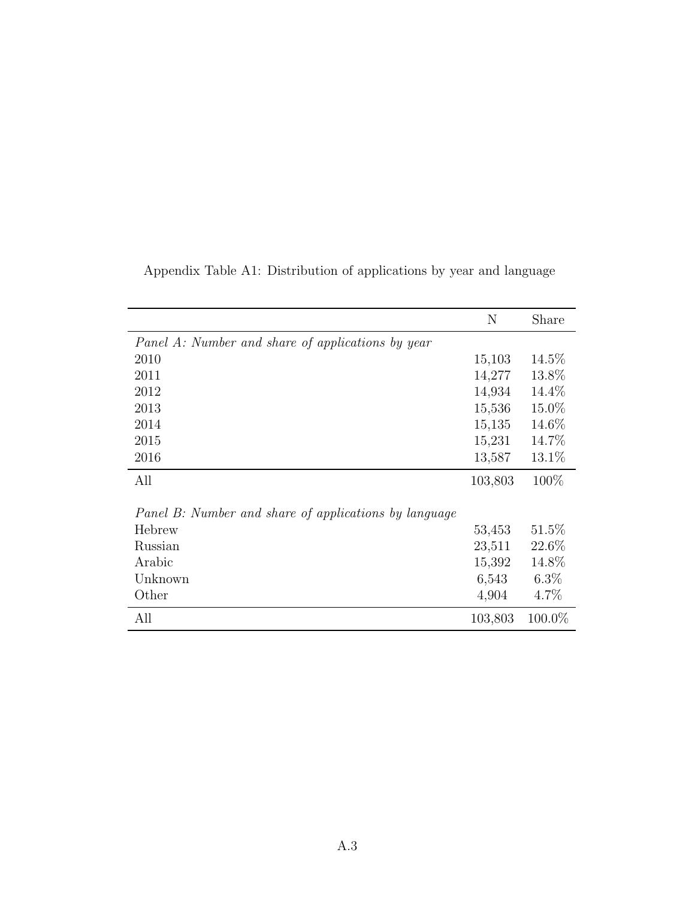Appendix Table A1: Distribution of applications by year and language

| | N | Share |
|---|---|---|
| *Panel A: Number and share of applications by year* | | |
| 2010 | 15,103 | 14.5% |
| 2011 | 14,277 | 13.8% |
| 2012 | 14,934 | 14.4% |
| 2013 | 15,536 | 15.0% |
| 2014 | 15,135 | 14.6% |
| 2015 | 15,231 | 14.7% |
| 2016 | 13,587 | 13.1% |
| All | 103,803 | 100% |
| | | |
| *Panel B: Number and share of applications by language* | | |
| Hebrew | 53,453 | 51.5% |
| Russian | 23,511 | 22.6% |
| Arabic | 15,392 | 14.8% |
| Unknown | 6,543 | 6.3% |
| Other | 4,904 | 4.7% |
| All | 103,803 | 100.0% |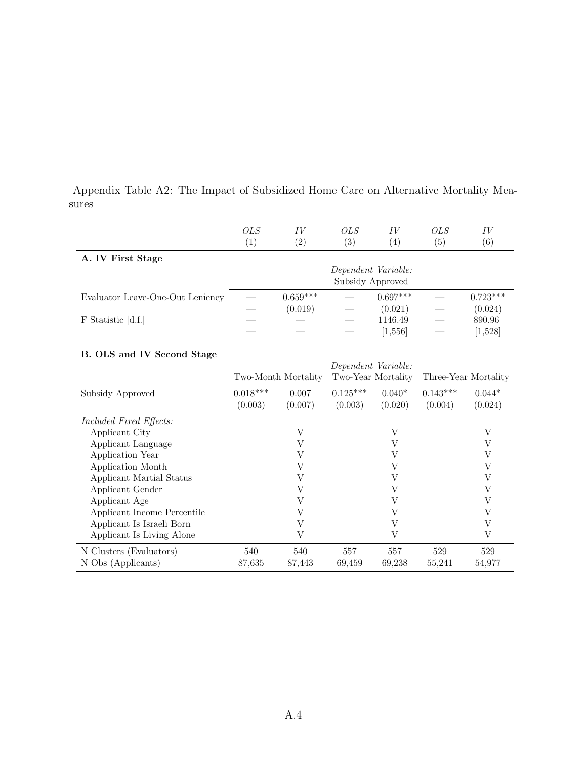Appendix Table A2: The Impact of Subsidized Home Care on Alternative Mortality Measures

| | *OLS* (1) | *IV* (2) | *OLS* (3) | *IV* (4) | *OLS* (5) | *IV* (6) |
|---|---|---|---|---|---|---|
| **A. IV First Stage** | | | | | | |
| | | | *Dependent Variable:* Subsidy Approved | | | |
| Evaluator Leave-One-Out Leniency | — | 0.659*** | — | 0.697*** | — | 0.723*** |
| | — | (0.019) | — | (0.021) | — | (0.024) |
| F Statistic [d.f.] | — | — | — | 1146.49 | — | 890.96 |
| | — | — | — | [1,556] | — | [1,528] |
| **B. OLS and IV Second Stage** | | | | | | |
| | | | *Dependent Variable:* | | | |
| | Two-Month Mortality | | Two-Year Mortality | | Three-Year Mortality | |
| Subsidy Approved | 0.018*** | 0.007 | 0.125*** | 0.040* | 0.143*** | 0.044* |
| | (0.003) | (0.007) | (0.003) | (0.020) | (0.004) | (0.024) |
| *Included Fixed Effects:* | | | | | | |
| Applicant City | | V | | V | | V |
| Applicant Language | | V | | V | | V |
| Application Year | | V | | V | | V |
| Application Month | | V | | V | | V |
| Applicant Martial Status | | V | | V | | V |
| Applicant Gender | | V | | V | | V |
| Applicant Age | | V | | V | | V |
| Applicant Income Percentile | | V | | V | | V |
| Applicant Is Israeli Born | | V | | V | | V |
| Applicant Is Living Alone | | V | | V | | V |
| N Clusters (Evaluators) | 540 | 540 | 557 | 557 | 529 | 529 |
| N Obs (Applicants) | 87,635 | 87,443 | 69,459 | 69,238 | 55,241 | 54,977 |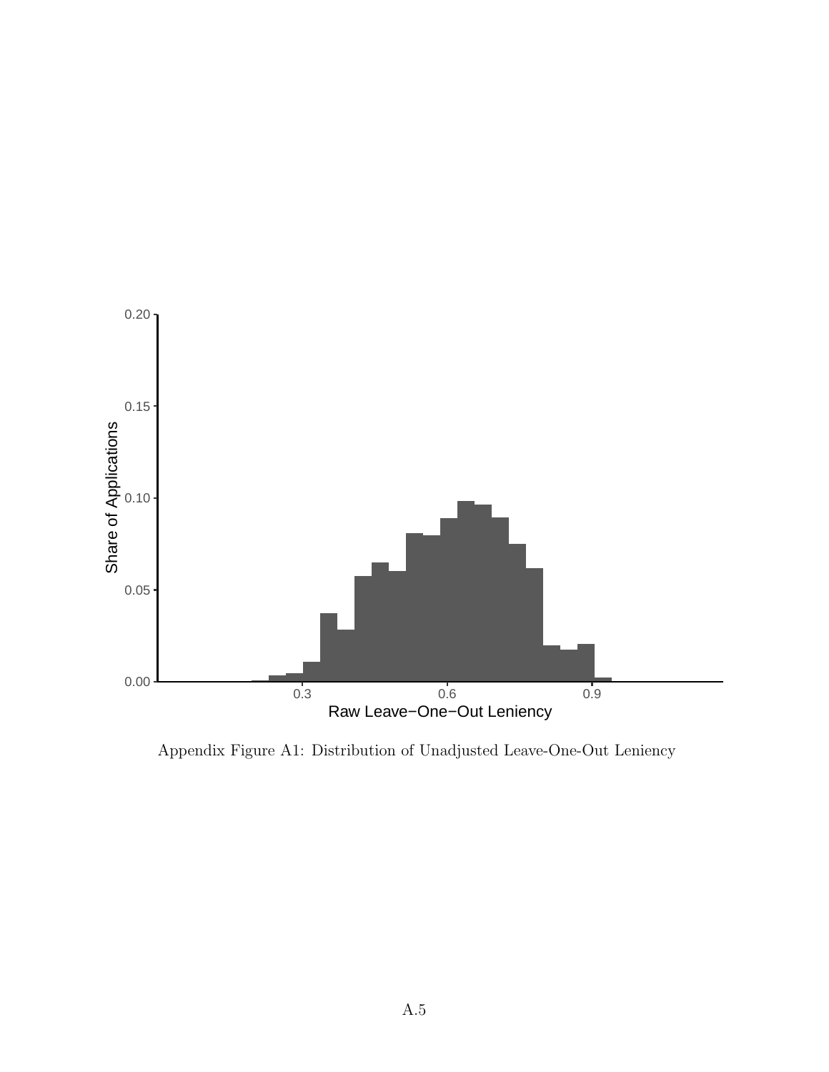Appendix Figure A1: Distribution of Unadjusted Leave-One-Out Leniency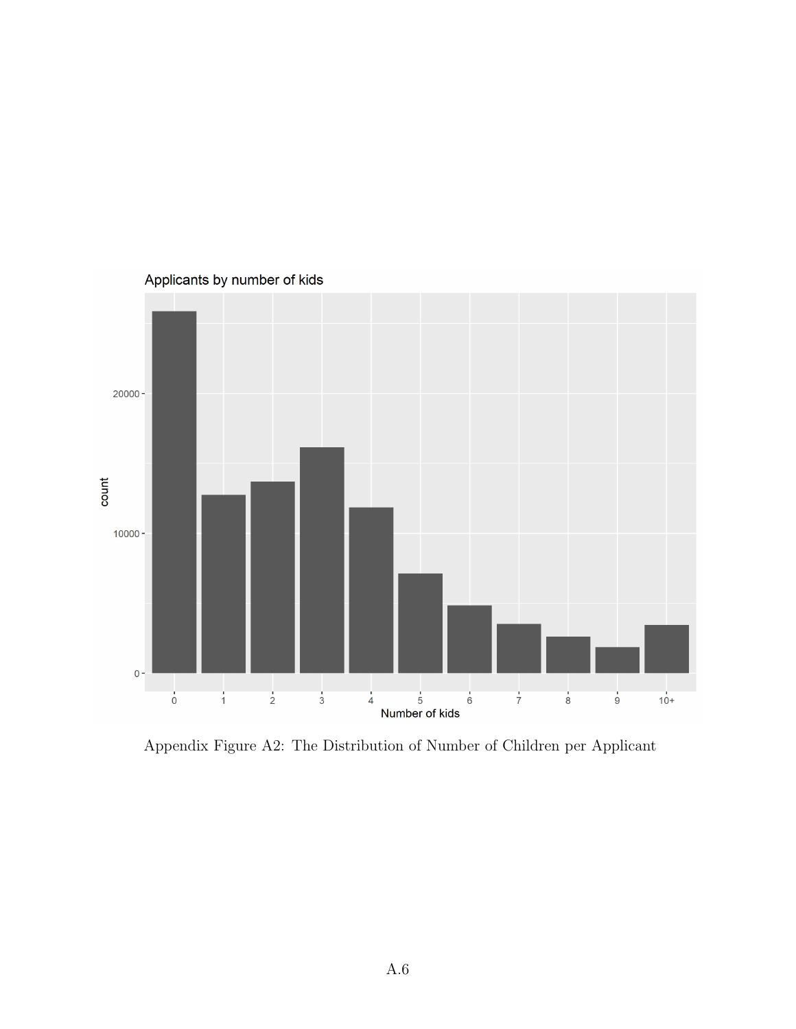Appendix Figure A2: The Distribution of Number of Children per Applicant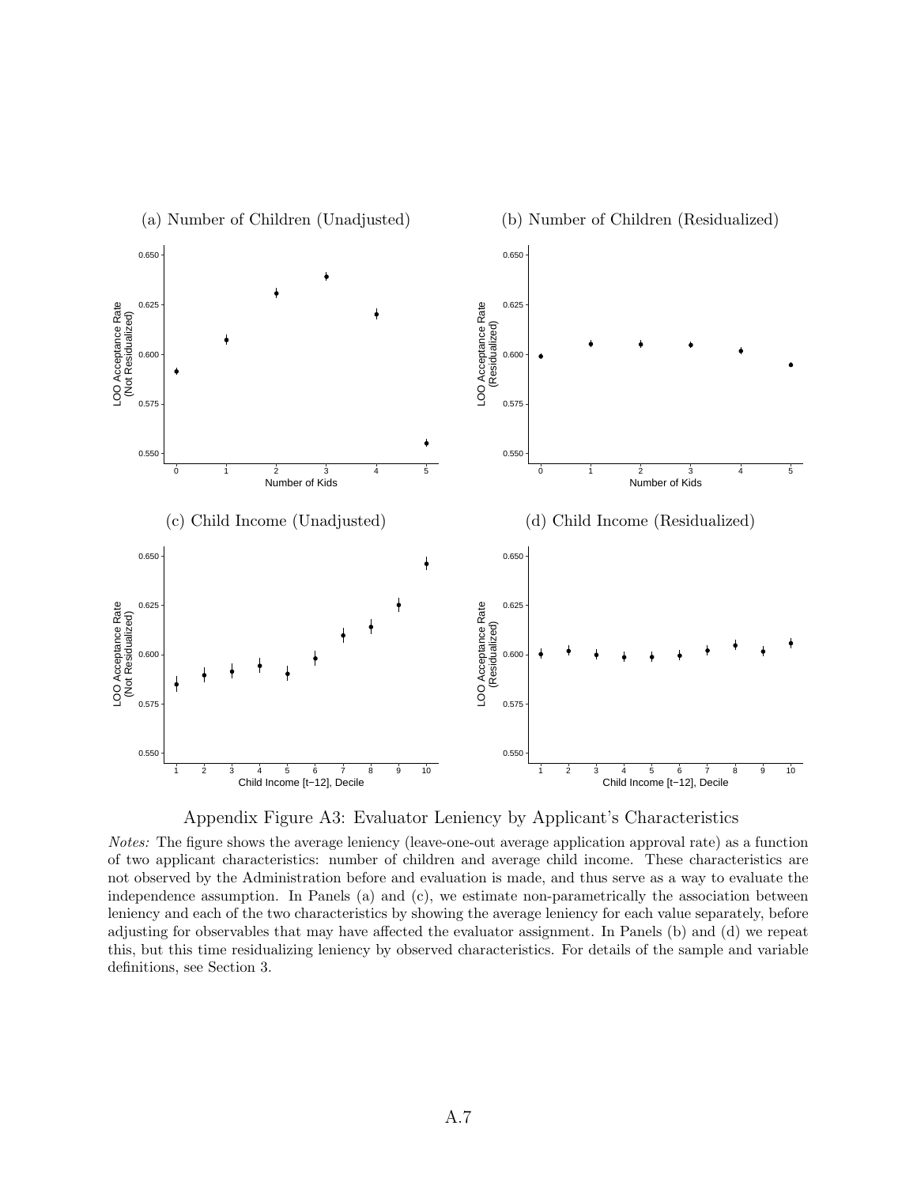(a) Number of Children (Unadjusted)

LOO Acceptance Rate (Not Residualized)

0.650
0.625
0.600
0.575
0.550

0 1 2 3 4 5

Number of Kids

(b) Number of Children (Residualized)

LOO Acceptance Rate (Residualized)

0.650
0.625
0.600
0.575
0.550

0 1 2 3 4 5

Number of Kids

(c) Child Income (Unadjusted)

LOO Acceptance Rate (Not Residualized)

0.650
0.625
0.600
0.575
0.550

1 2 3 4 5 6 7 8 9 10

Child Income [t−12], Decile

(d) Child Income (Residualized)

LOO Acceptance Rate (Residualized)

0.650
0.625
0.600
0.575
0.550

1 2 3 4 5 6 7 8 9 10

Child Income [t−12], Decile

Appendix Figure A3: Evaluator Leniency by Applicant's Characteristics

*Notes:* The figure shows the average leniency (leave-one-out average application approval rate) as a function of two applicant characteristics: number of children and average child income. These characteristics are not observed by the Administration before and evaluation is made, and thus serve as a way to evaluate the independence assumption. In Panels (a) and (c), we estimate non-parametrically the association between leniency and each of the two characteristics by showing the average leniency for each value separately, before adjusting for observables that may have affected the evaluator assignment. In Panels (b) and (d) we repeat this, but this time residualizing leniency by observed characteristics. For details of the sample and variable definitions, see Section 3.